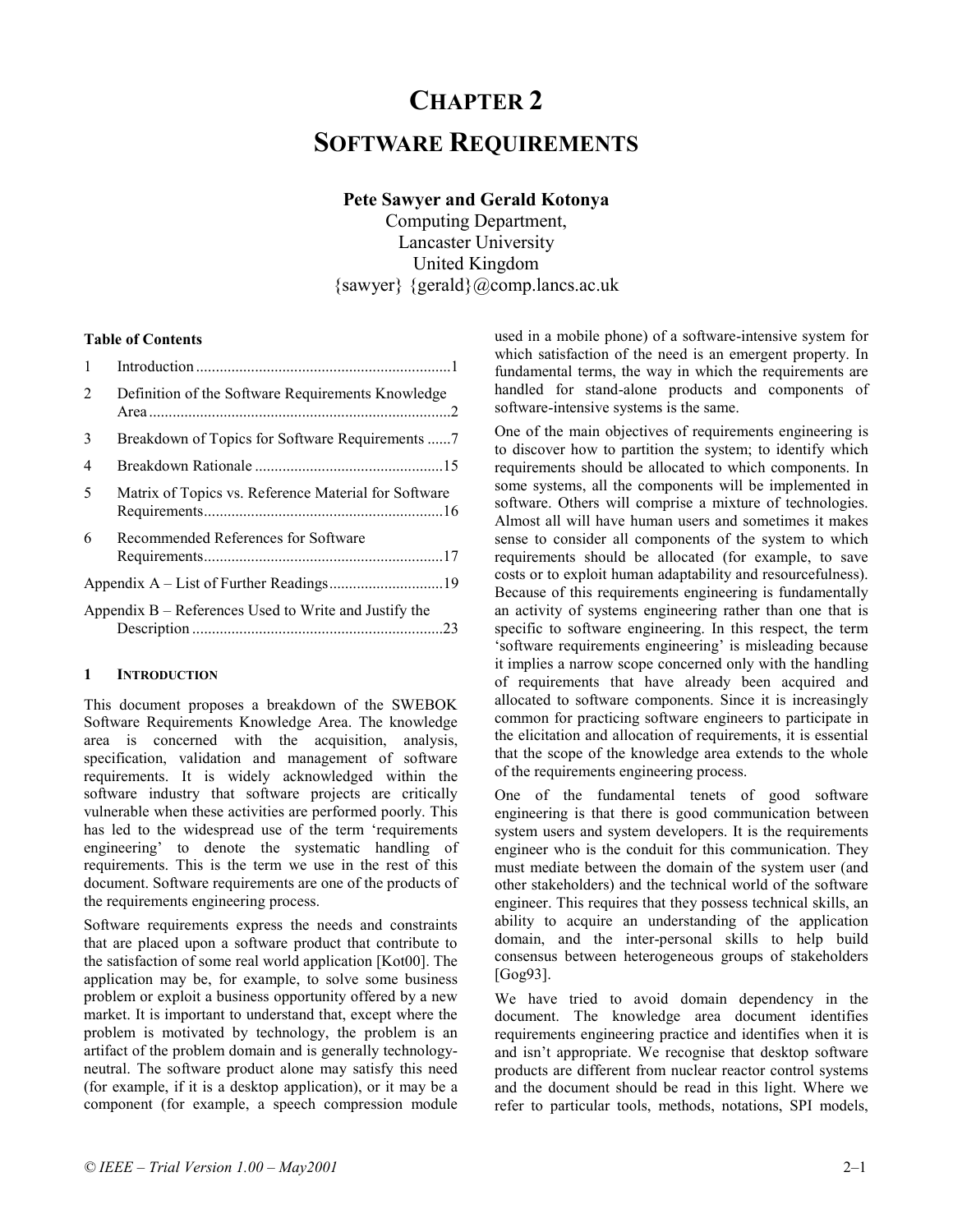# CHAPTER 2

# SOFTWARE REQUIREMENTS

**Pete Sawyer and Gerald Kotonya**
Computing Department,
Lancaster University
United Kingdom
{sawyer} {gerald}@comp.lancs.ac.uk

**Table of Contents**

| | | |
|---|---|---|
| 1 | Introduction | 1 |
| 2 | Definition of the Software Requirements Knowledge Area | 2 |
| 3 | Breakdown of Topics for Software Requirements | 7 |
| 4 | Breakdown Rationale | 15 |
| 5 | Matrix of Topics vs. Reference Material for Software Requirements | 16 |
| 6 | Recommended References for Software Requirements | 17 |
| | Appendix A – List of Further Readings | 19 |
| | Appendix B – References Used to Write and Justify the Description | 23 |

## 1 INTRODUCTION

This document proposes a breakdown of the SWEBOK Software Requirements Knowledge Area. The knowledge area is concerned with the acquisition, analysis, specification, validation and management of software requirements. It is widely acknowledged within the software industry that software projects are critically vulnerable when these activities are performed poorly. This has led to the widespread use of the term 'requirements engineering' to denote the systematic handling of requirements. This is the term we use in the rest of this document. Software requirements are one of the products of the requirements engineering process.

Software requirements express the needs and constraints that are placed upon a software product that contribute to the satisfaction of some real world application [Kot00]. The application may be, for example, to solve some business problem or exploit a business opportunity offered by a new market. It is important to understand that, except where the problem is motivated by technology, the problem is an artifact of the problem domain and is generally technology-neutral. The software product alone may satisfy this need (for example, if it is a desktop application), or it may be a component (for example, a speech compression module used in a mobile phone) of a software-intensive system for which satisfaction of the need is an emergent property. In fundamental terms, the way in which the requirements are handled for stand-alone products and components of software-intensive systems is the same.

One of the main objectives of requirements engineering is to discover how to partition the system; to identify which requirements should be allocated to which components. In some systems, all the components will be implemented in software. Others will comprise a mixture of technologies. Almost all will have human users and sometimes it makes sense to consider all components of the system to which requirements should be allocated (for example, to save costs or to exploit human adaptability and resourcefulness). Because of this requirements engineering is fundamentally an activity of systems engineering rather than one that is specific to software engineering. In this respect, the term 'software requirements engineering' is misleading because it implies a narrow scope concerned only with the handling of requirements that have already been acquired and allocated to software components. Since it is increasingly common for practicing software engineers to participate in the elicitation and allocation of requirements, it is essential that the scope of the knowledge area extends to the whole of the requirements engineering process.

One of the fundamental tenets of good software engineering is that there is good communication between system users and system developers. It is the requirements engineer who is the conduit for this communication. They must mediate between the domain of the system user (and other stakeholders) and the technical world of the software engineer. This requires that they possess technical skills, an ability to acquire an understanding of the application domain, and the inter-personal skills to help build consensus between heterogeneous groups of stakeholders [Gog93].

We have tried to avoid domain dependency in the document. The knowledge area document identifies requirements engineering practice and identifies when it is and isn't appropriate. We recognise that desktop software products are different from nuclear reactor control systems and the document should be read in this light. Where we refer to particular tools, methods, notations, SPI models,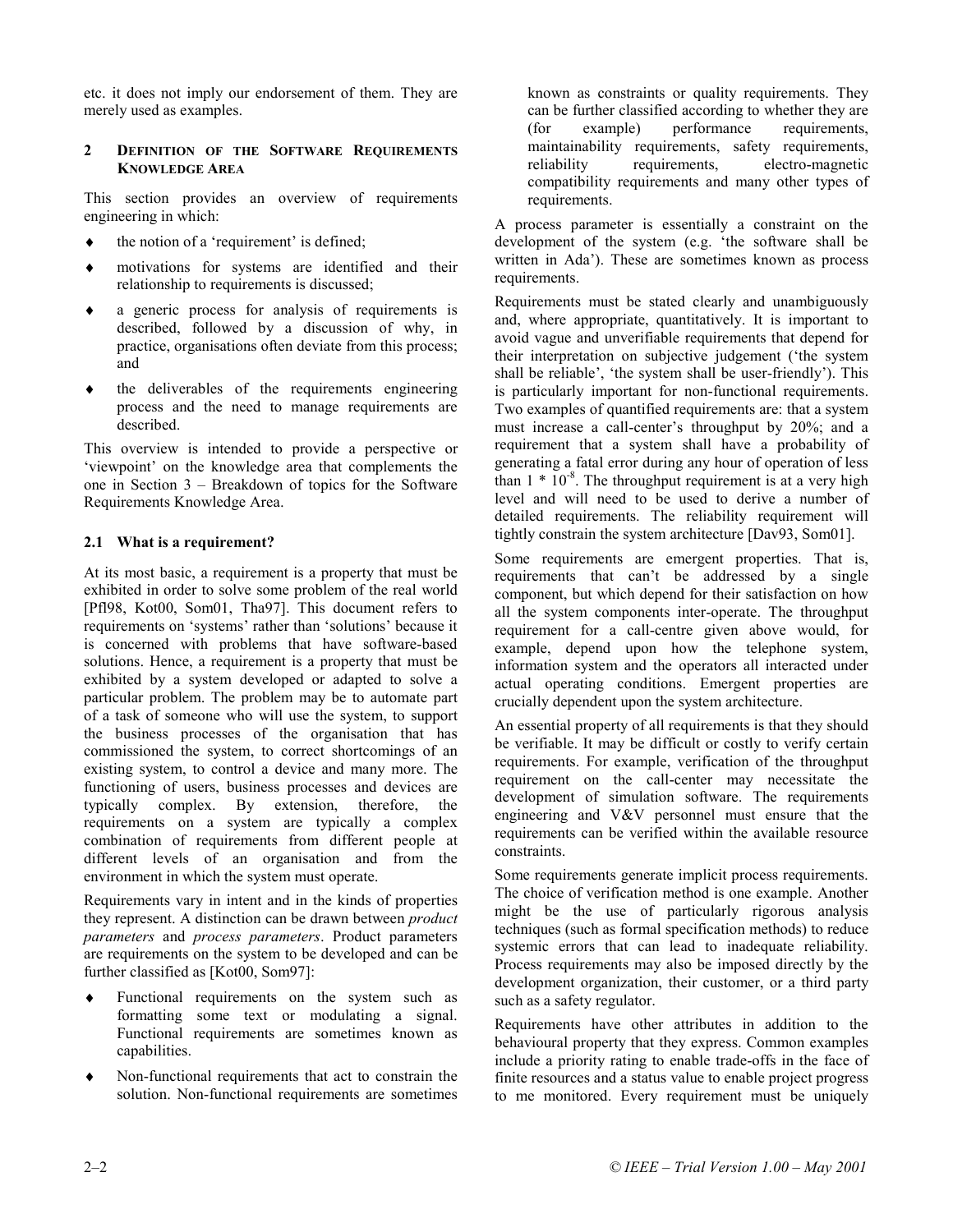etc. it does not imply our endorsement of them. They are merely used as examples.

## 2 Definition of the Software Requirements Knowledge Area

This section provides an overview of requirements engineering in which:

- the notion of a 'requirement' is defined;
- motivations for systems are identified and their relationship to requirements is discussed;
- a generic process for analysis of requirements is described, followed by a discussion of why, in practice, organisations often deviate from this process; and
- the deliverables of the requirements engineering process and the need to manage requirements are described.

This overview is intended to provide a perspective or 'viewpoint' on the knowledge area that complements the one in Section 3 – Breakdown of topics for the Software Requirements Knowledge Area.

### 2.1 What is a requirement?

At its most basic, a requirement is a property that must be exhibited in order to solve some problem of the real world [Pfl98, Kot00, Som01, Tha97]. This document refers to requirements on 'systems' rather than 'solutions' because it is concerned with problems that have software-based solutions. Hence, a requirement is a property that must be exhibited by a system developed or adapted to solve a particular problem. The problem may be to automate part of a task of someone who will use the system, to support the business processes of the organisation that has commissioned the system, to correct shortcomings of an existing system, to control a device and many more. The functioning of users, business processes and devices are typically complex. By extension, therefore, the requirements on a system are typically a complex combination of requirements from different people at different levels of an organisation and from the environment in which the system must operate.

Requirements vary in intent and in the kinds of properties they represent. A distinction can be drawn between *product parameters* and *process parameters*. Product parameters are requirements on the system to be developed and can be further classified as [Kot00, Som97]:

- Functional requirements on the system such as formatting some text or modulating a signal. Functional requirements are sometimes known as capabilities.
- Non-functional requirements that act to constrain the solution. Non-functional requirements are sometimes known as constraints or quality requirements. They can be further classified according to whether they are (for example) performance requirements, maintainability requirements, safety requirements, reliability requirements, electro-magnetic compatibility requirements and many other types of requirements.

A process parameter is essentially a constraint on the development of the system (e.g. 'the software shall be written in Ada'). These are sometimes known as process requirements.

Requirements must be stated clearly and unambiguously and, where appropriate, quantitatively. It is important to avoid vague and unverifiable requirements that depend for their interpretation on subjective judgement ('the system shall be reliable', 'the system shall be user-friendly'). This is particularly important for non-functional requirements. Two examples of quantified requirements are: that a system must increase a call-center's throughput by 20%; and a requirement that a system shall have a probability of generating a fatal error during any hour of operation of less than $1 * 10^{-8}$. The throughput requirement is at a very high level and will need to be used to derive a number of detailed requirements. The reliability requirement will tightly constrain the system architecture [Dav93, Som01].

Some requirements are emergent properties. That is, requirements that can't be addressed by a single component, but which depend for their satisfaction on how all the system components inter-operate. The throughput requirement for a call-centre given above would, for example, depend upon how the telephone system, information system and the operators all interacted under actual operating conditions. Emergent properties are crucially dependent upon the system architecture.

An essential property of all requirements is that they should be verifiable. It may be difficult or costly to verify certain requirements. For example, verification of the throughput requirement on the call-center may necessitate the development of simulation software. The requirements engineering and V&V personnel must ensure that the requirements can be verified within the available resource constraints.

Some requirements generate implicit process requirements. The choice of verification method is one example. Another might be the use of particularly rigorous analysis techniques (such as formal specification methods) to reduce systemic errors that can lead to inadequate reliability. Process requirements may also be imposed directly by the development organization, their customer, or a third party such as a safety regulator.

Requirements have other attributes in addition to the behavioural property that they express. Common examples include a priority rating to enable trade-offs in the face of finite resources and a status value to enable project progress to me monitored. Every requirement must be uniquely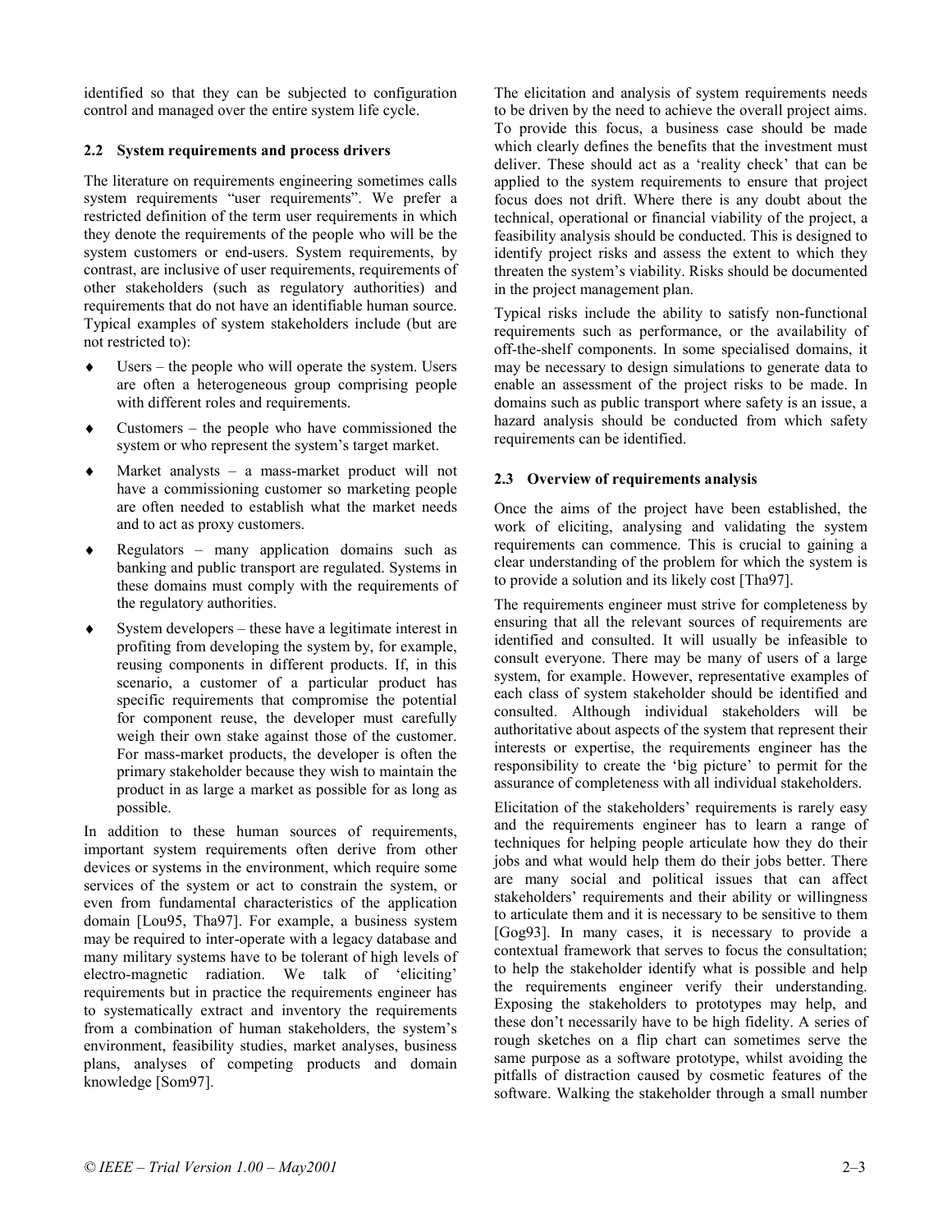identified so that they can be subjected to configuration control and managed over the entire system life cycle.

### 2.2 System requirements and process drivers

The literature on requirements engineering sometimes calls system requirements "user requirements". We prefer a restricted definition of the term user requirements in which they denote the requirements of the people who will be the system customers or end-users. System requirements, by contrast, are inclusive of user requirements, requirements of other stakeholders (such as regulatory authorities) and requirements that do not have an identifiable human source. Typical examples of system stakeholders include (but are not restricted to):

- Users – the people who will operate the system. Users are often a heterogeneous group comprising people with different roles and requirements.
- Customers – the people who have commissioned the system or who represent the system's target market.
- Market analysts – a mass-market product will not have a commissioning customer so marketing people are often needed to establish what the market needs and to act as proxy customers.
- Regulators – many application domains such as banking and public transport are regulated. Systems in these domains must comply with the requirements of the regulatory authorities.
- System developers – these have a legitimate interest in profiting from developing the system by, for example, reusing components in different products. If, in this scenario, a customer of a particular product has specific requirements that compromise the potential for component reuse, the developer must carefully weigh their own stake against those of the customer. For mass-market products, the developer is often the primary stakeholder because they wish to maintain the product in as large a market as possible for as long as possible.

In addition to these human sources of requirements, important system requirements often derive from other devices or systems in the environment, which require some services of the system or act to constrain the system, or even from fundamental characteristics of the application domain [Lou95, Tha97]. For example, a business system may be required to inter-operate with a legacy database and many military systems have to be tolerant of high levels of electro-magnetic radiation. We talk of 'eliciting' requirements but in practice the requirements engineer has to systematically extract and inventory the requirements from a combination of human stakeholders, the system's environment, feasibility studies, market analyses, business plans, analyses of competing products and domain knowledge [Som97].

The elicitation and analysis of system requirements needs to be driven by the need to achieve the overall project aims. To provide this focus, a business case should be made which clearly defines the benefits that the investment must deliver. These should act as a 'reality check' that can be applied to the system requirements to ensure that project focus does not drift. Where there is any doubt about the technical, operational or financial viability of the project, a feasibility analysis should be conducted. This is designed to identify project risks and assess the extent to which they threaten the system's viability. Risks should be documented in the project management plan.

Typical risks include the ability to satisfy non-functional requirements such as performance, or the availability of off-the-shelf components. In some specialised domains, it may be necessary to design simulations to generate data to enable an assessment of the project risks to be made. In domains such as public transport where safety is an issue, a hazard analysis should be conducted from which safety requirements can be identified.

### 2.3 Overview of requirements analysis

Once the aims of the project have been established, the work of eliciting, analysing and validating the system requirements can commence. This is crucial to gaining a clear understanding of the problem for which the system is to provide a solution and its likely cost [Tha97].

The requirements engineer must strive for completeness by ensuring that all the relevant sources of requirements are identified and consulted. It will usually be infeasible to consult everyone. There may be many of users of a large system, for example. However, representative examples of each class of system stakeholder should be identified and consulted. Although individual stakeholders will be authoritative about aspects of the system that represent their interests or expertise, the requirements engineer has the responsibility to create the 'big picture' to permit for the assurance of completeness with all individual stakeholders.

Elicitation of the stakeholders' requirements is rarely easy and the requirements engineer has to learn a range of techniques for helping people articulate how they do their jobs and what would help them do their jobs better. There are many social and political issues that can affect stakeholders' requirements and their ability or willingness to articulate them and it is necessary to be sensitive to them [Gog93]. In many cases, it is necessary to provide a contextual framework that serves to focus the consultation; to help the stakeholder identify what is possible and help the requirements engineer verify their understanding. Exposing the stakeholders to prototypes may help, and these don't necessarily have to be high fidelity. A series of rough sketches on a flip chart can sometimes serve the same purpose as a software prototype, whilst avoiding the pitfalls of distraction caused by cosmetic features of the software. Walking the stakeholder through a small number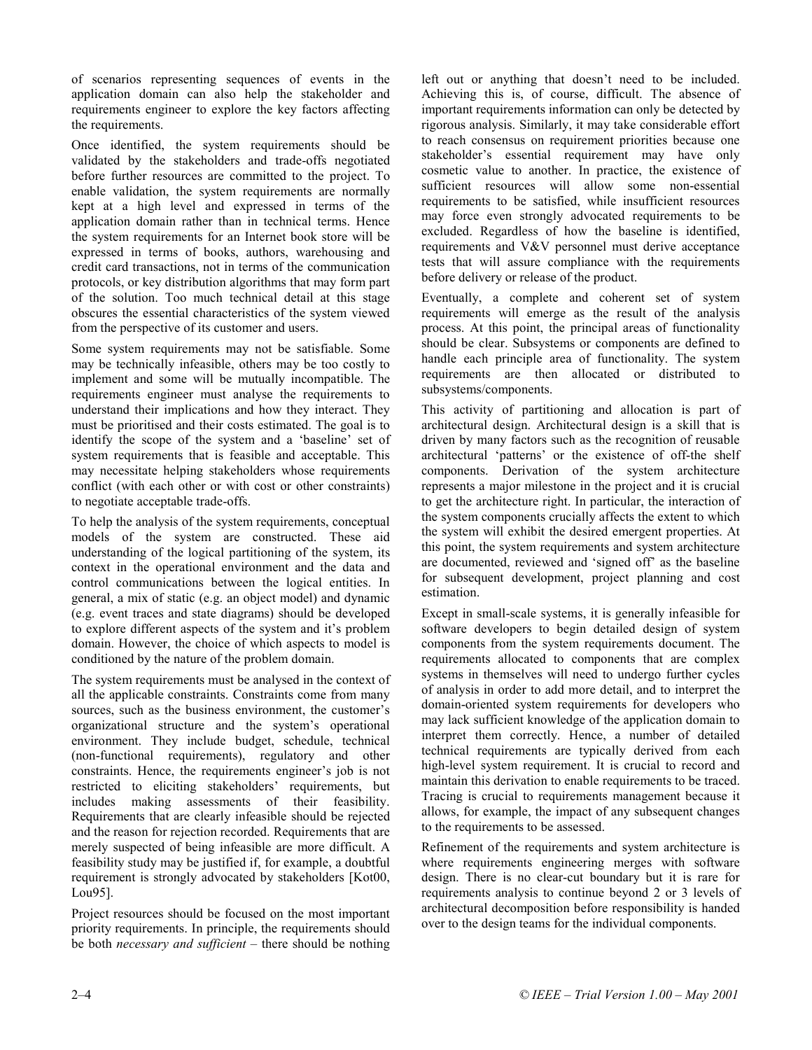of scenarios representing sequences of events in the application domain can also help the stakeholder and requirements engineer to explore the key factors affecting the requirements.

Once identified, the system requirements should be validated by the stakeholders and trade-offs negotiated before further resources are committed to the project. To enable validation, the system requirements are normally kept at a high level and expressed in terms of the application domain rather than in technical terms. Hence the system requirements for an Internet book store will be expressed in terms of books, authors, warehousing and credit card transactions, not in terms of the communication protocols, or key distribution algorithms that may form part of the solution. Too much technical detail at this stage obscures the essential characteristics of the system viewed from the perspective of its customer and users.

Some system requirements may not be satisfiable. Some may be technically infeasible, others may be too costly to implement and some will be mutually incompatible. The requirements engineer must analyse the requirements to understand their implications and how they interact. They must be prioritised and their costs estimated. The goal is to identify the scope of the system and a 'baseline' set of system requirements that is feasible and acceptable. This may necessitate helping stakeholders whose requirements conflict (with each other or with cost or other constraints) to negotiate acceptable trade-offs.

To help the analysis of the system requirements, conceptual models of the system are constructed. These aid understanding of the logical partitioning of the system, its context in the operational environment and the data and control communications between the logical entities. In general, a mix of static (e.g. an object model) and dynamic (e.g. event traces and state diagrams) should be developed to explore different aspects of the system and it's problem domain. However, the choice of which aspects to model is conditioned by the nature of the problem domain.

The system requirements must be analysed in the context of all the applicable constraints. Constraints come from many sources, such as the business environment, the customer's organizational structure and the system's operational environment. They include budget, schedule, technical (non-functional requirements), regulatory and other constraints. Hence, the requirements engineer's job is not restricted to eliciting stakeholders' requirements, but includes making assessments of their feasibility. Requirements that are clearly infeasible should be rejected and the reason for rejection recorded. Requirements that are merely suspected of being infeasible are more difficult. A feasibility study may be justified if, for example, a doubtful requirement is strongly advocated by stakeholders [Kot00, Lou95].

Project resources should be focused on the most important priority requirements. In principle, the requirements should be both *necessary and sufficient* – there should be nothing left out or anything that doesn't need to be included. Achieving this is, of course, difficult. The absence of important requirements information can only be detected by rigorous analysis. Similarly, it may take considerable effort to reach consensus on requirement priorities because one stakeholder's essential requirement may have only cosmetic value to another. In practice, the existence of sufficient resources will allow some non-essential requirements to be satisfied, while insufficient resources may force even strongly advocated requirements to be excluded. Regardless of how the baseline is identified, requirements and V&V personnel must derive acceptance tests that will assure compliance with the requirements before delivery or release of the product.

Eventually, a complete and coherent set of system requirements will emerge as the result of the analysis process. At this point, the principal areas of functionality should be clear. Subsystems or components are defined to handle each principle area of functionality. The system requirements are then allocated or distributed to subsystems/components.

This activity of partitioning and allocation is part of architectural design. Architectural design is a skill that is driven by many factors such as the recognition of reusable architectural 'patterns' or the existence of off-the shelf components. Derivation of the system architecture represents a major milestone in the project and it is crucial to get the architecture right. In particular, the interaction of the system components crucially affects the extent to which the system will exhibit the desired emergent properties. At this point, the system requirements and system architecture are documented, reviewed and 'signed off' as the baseline for subsequent development, project planning and cost estimation.

Except in small-scale systems, it is generally infeasible for software developers to begin detailed design of system components from the system requirements document. The requirements allocated to components that are complex systems in themselves will need to undergo further cycles of analysis in order to add more detail, and to interpret the domain-oriented system requirements for developers who may lack sufficient knowledge of the application domain to interpret them correctly. Hence, a number of detailed technical requirements are typically derived from each high-level system requirement. It is crucial to record and maintain this derivation to enable requirements to be traced. Tracing is crucial to requirements management because it allows, for example, the impact of any subsequent changes to the requirements to be assessed.

Refinement of the requirements and system architecture is where requirements engineering merges with software design. There is no clear-cut boundary but it is rare for requirements analysis to continue beyond 2 or 3 levels of architectural decomposition before responsibility is handed over to the design teams for the individual components.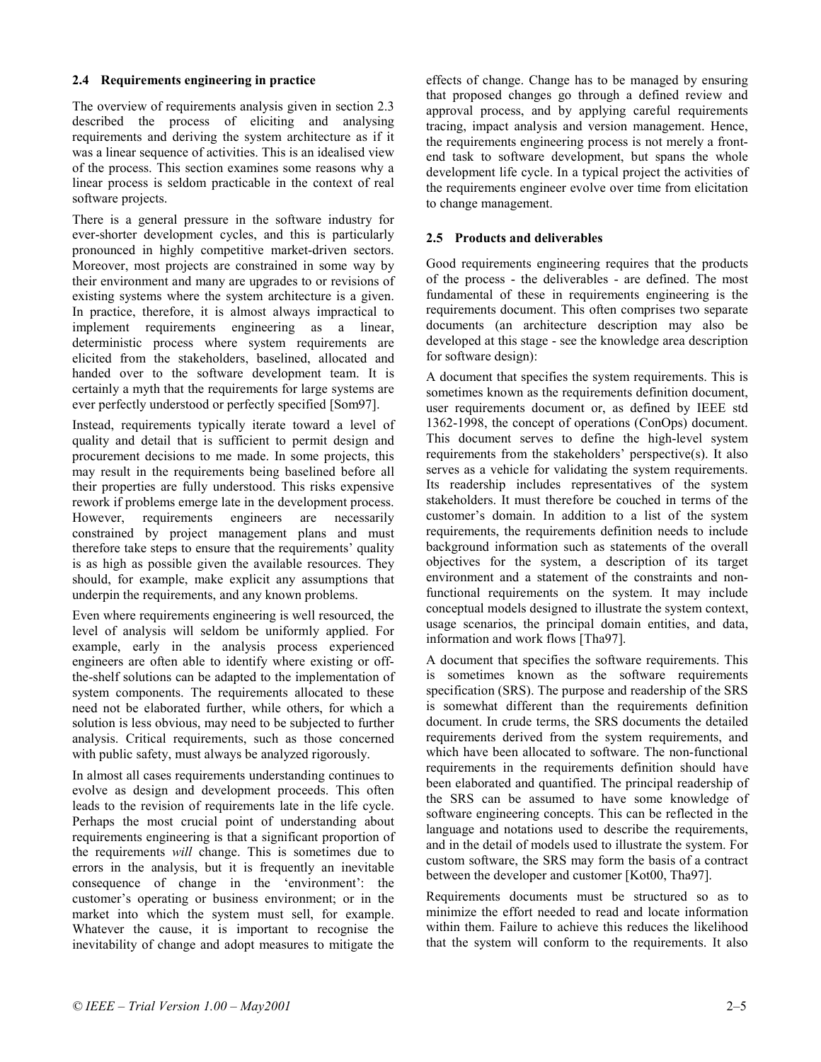### 2.4 Requirements engineering in practice

The overview of requirements analysis given in section 2.3 described the process of eliciting and analysing requirements and deriving the system architecture as if it was a linear sequence of activities. This is an idealised view of the process. This section examines some reasons why a linear process is seldom practicable in the context of real software projects.

There is a general pressure in the software industry for ever-shorter development cycles, and this is particularly pronounced in highly competitive market-driven sectors. Moreover, most projects are constrained in some way by their environment and many are upgrades to or revisions of existing systems where the system architecture is a given. In practice, therefore, it is almost always impractical to implement requirements engineering as a linear, deterministic process where system requirements are elicited from the stakeholders, baselined, allocated and handed over to the software development team. It is certainly a myth that the requirements for large systems are ever perfectly understood or perfectly specified [Som97].

Instead, requirements typically iterate toward a level of quality and detail that is sufficient to permit design and procurement decisions to me made. In some projects, this may result in the requirements being baselined before all their properties are fully understood. This risks expensive rework if problems emerge late in the development process. However, requirements engineers are necessarily constrained by project management plans and must therefore take steps to ensure that the requirements' quality is as high as possible given the available resources. They should, for example, make explicit any assumptions that underpin the requirements, and any known problems.

Even where requirements engineering is well resourced, the level of analysis will seldom be uniformly applied. For example, early in the analysis process experienced engineers are often able to identify where existing or off-the-shelf solutions can be adapted to the implementation of system components. The requirements allocated to these need not be elaborated further, while others, for which a solution is less obvious, may need to be subjected to further analysis. Critical requirements, such as those concerned with public safety, must always be analyzed rigorously.

In almost all cases requirements understanding continues to evolve as design and development proceeds. This often leads to the revision of requirements late in the life cycle. Perhaps the most crucial point of understanding about requirements engineering is that a significant proportion of the requirements *will* change. This is sometimes due to errors in the analysis, but it is frequently an inevitable consequence of change in the 'environment': the customer's operating or business environment; or in the market into which the system must sell, for example. Whatever the cause, it is important to recognise the inevitability of change and adopt measures to mitigate the effects of change. Change has to be managed by ensuring that proposed changes go through a defined review and approval process, and by applying careful requirements tracing, impact analysis and version management. Hence, the requirements engineering process is not merely a front-end task to software development, but spans the whole development life cycle. In a typical project the activities of the requirements engineer evolve over time from elicitation to change management.

### 2.5 Products and deliverables

Good requirements engineering requires that the products of the process - the deliverables - are defined. The most fundamental of these in requirements engineering is the requirements document. This often comprises two separate documents (an architecture description may also be developed at this stage - see the knowledge area description for software design):

A document that specifies the system requirements. This is sometimes known as the requirements definition document, user requirements document or, as defined by IEEE std 1362-1998, the concept of operations (ConOps) document. This document serves to define the high-level system requirements from the stakeholders' perspective(s). It also serves as a vehicle for validating the system requirements. Its readership includes representatives of the system stakeholders. It must therefore be couched in terms of the customer's domain. In addition to a list of the system requirements, the requirements definition needs to include background information such as statements of the overall objectives for the system, a description of its target environment and a statement of the constraints and non-functional requirements on the system. It may include conceptual models designed to illustrate the system context, usage scenarios, the principal domain entities, and data, information and work flows [Tha97].

A document that specifies the software requirements. This is sometimes known as the software requirements specification (SRS). The purpose and readership of the SRS is somewhat different than the requirements definition document. In crude terms, the SRS documents the detailed requirements derived from the system requirements, and which have been allocated to software. The non-functional requirements in the requirements definition should have been elaborated and quantified. The principal readership of the SRS can be assumed to have some knowledge of software engineering concepts. This can be reflected in the language and notations used to describe the requirements, and in the detail of models used to illustrate the system. For custom software, the SRS may form the basis of a contract between the developer and customer [Kot00, Tha97].

Requirements documents must be structured so as to minimize the effort needed to read and locate information within them. Failure to achieve this reduces the likelihood that the system will conform to the requirements. It also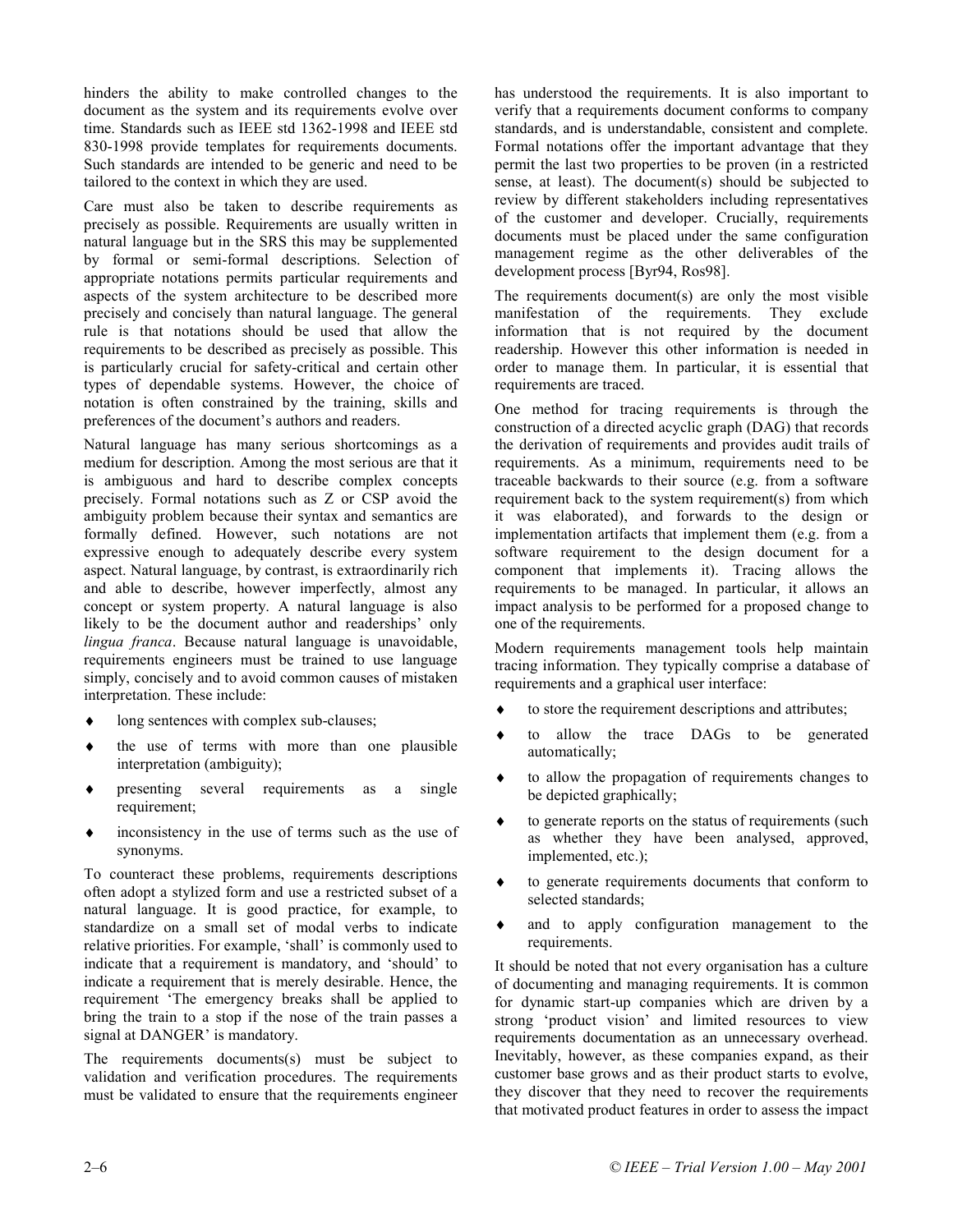hinders the ability to make controlled changes to the document as the system and its requirements evolve over time. Standards such as IEEE std 1362-1998 and IEEE std 830-1998 provide templates for requirements documents. Such standards are intended to be generic and need to be tailored to the context in which they are used.

Care must also be taken to describe requirements as precisely as possible. Requirements are usually written in natural language but in the SRS this may be supplemented by formal or semi-formal descriptions. Selection of appropriate notations permits particular requirements and aspects of the system architecture to be described more precisely and concisely than natural language. The general rule is that notations should be used that allow the requirements to be described as precisely as possible. This is particularly crucial for safety-critical and certain other types of dependable systems. However, the choice of notation is often constrained by the training, skills and preferences of the document's authors and readers.

Natural language has many serious shortcomings as a medium for description. Among the most serious are that it is ambiguous and hard to describe complex concepts precisely. Formal notations such as Z or CSP avoid the ambiguity problem because their syntax and semantics are formally defined. However, such notations are not expressive enough to adequately describe every system aspect. Natural language, by contrast, is extraordinarily rich and able to describe, however imperfectly, almost any concept or system property. A natural language is also likely to be the document author and readerships' only *lingua franca*. Because natural language is unavoidable, requirements engineers must be trained to use language simply, concisely and to avoid common causes of mistaken interpretation. These include:

- long sentences with complex sub-clauses;
- the use of terms with more than one plausible interpretation (ambiguity);
- presenting several requirements as a single requirement;
- inconsistency in the use of terms such as the use of synonyms.

To counteract these problems, requirements descriptions often adopt a stylized form and use a restricted subset of a natural language. It is good practice, for example, to standardize on a small set of modal verbs to indicate relative priorities. For example, 'shall' is commonly used to indicate that a requirement is mandatory, and 'should' to indicate a requirement that is merely desirable. Hence, the requirement 'The emergency breaks shall be applied to bring the train to a stop if the nose of the train passes a signal at DANGER' is mandatory.

The requirements documents(s) must be subject to validation and verification procedures. The requirements must be validated to ensure that the requirements engineer has understood the requirements. It is also important to verify that a requirements document conforms to company standards, and is understandable, consistent and complete. Formal notations offer the important advantage that they permit the last two properties to be proven (in a restricted sense, at least). The document(s) should be subjected to review by different stakeholders including representatives of the customer and developer. Crucially, requirements documents must be placed under the same configuration management regime as the other deliverables of the development process [Byr94, Ros98].

The requirements document(s) are only the most visible manifestation of the requirements. They exclude information that is not required by the document readership. However this other information is needed in order to manage them. In particular, it is essential that requirements are traced.

One method for tracing requirements is through the construction of a directed acyclic graph (DAG) that records the derivation of requirements and provides audit trails of requirements. As a minimum, requirements need to be traceable backwards to their source (e.g. from a software requirement back to the system requirement(s) from which it was elaborated), and forwards to the design or implementation artifacts that implement them (e.g. from a software requirement to the design document for a component that implements it). Tracing allows the requirements to be managed. In particular, it allows an impact analysis to be performed for a proposed change to one of the requirements.

Modern requirements management tools help maintain tracing information. They typically comprise a database of requirements and a graphical user interface:

- to store the requirement descriptions and attributes;
- to allow the trace DAGs to be generated automatically;
- to allow the propagation of requirements changes to be depicted graphically;
- to generate reports on the status of requirements (such as whether they have been analysed, approved, implemented, etc.);
- to generate requirements documents that conform to selected standards;
- and to apply configuration management to the requirements.

It should be noted that not every organisation has a culture of documenting and managing requirements. It is common for dynamic start-up companies which are driven by a strong 'product vision' and limited resources to view requirements documentation as an unnecessary overhead. Inevitably, however, as these companies expand, as their customer base grows and as their product starts to evolve, they discover that they need to recover the requirements that motivated product features in order to assess the impact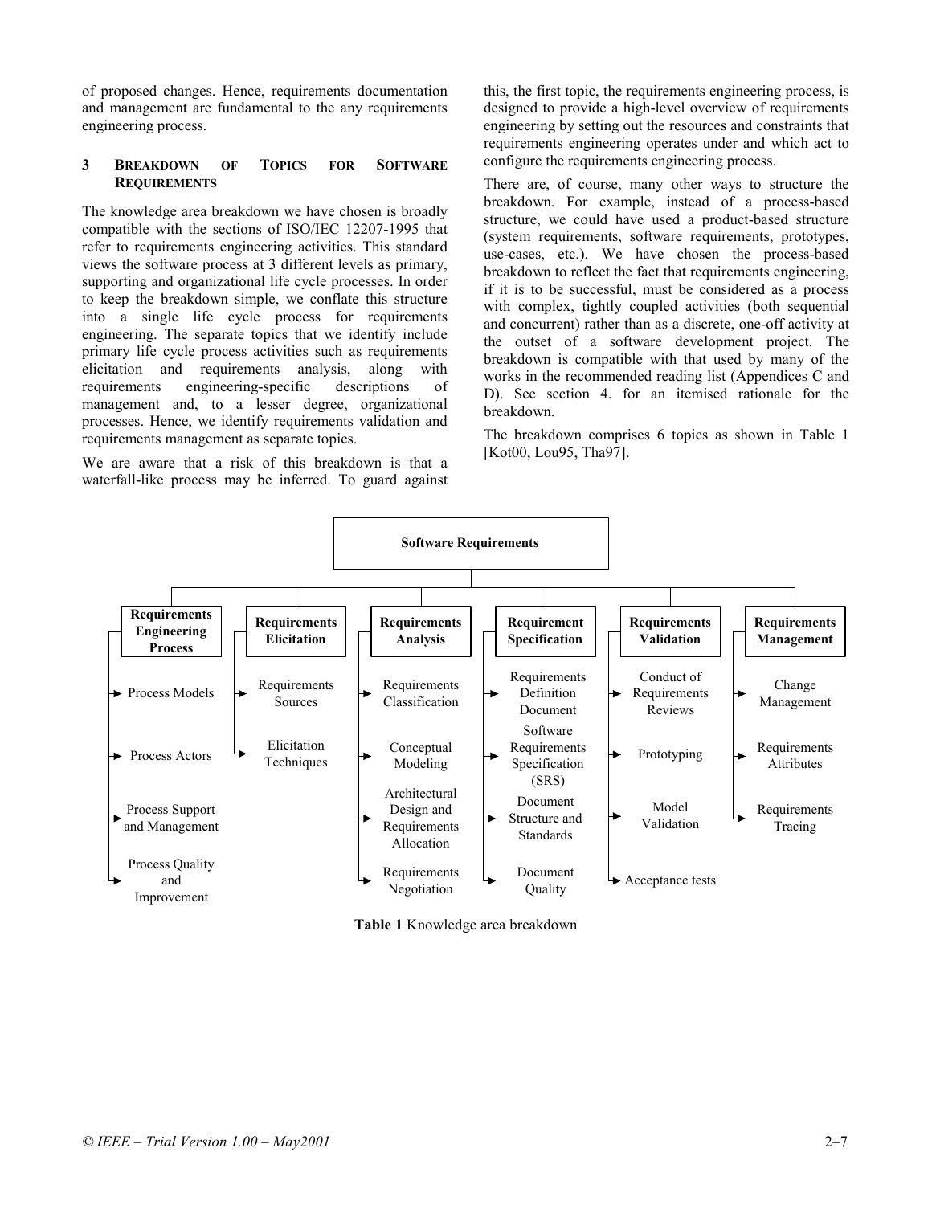of proposed changes. Hence, requirements documentation and management are fundamental to the any requirements engineering process.

## 3 Breakdown of Topics for Software Requirements

The knowledge area breakdown we have chosen is broadly compatible with the sections of ISO/IEC 12207-1995 that refer to requirements engineering activities. This standard views the software process at 3 different levels as primary, supporting and organizational life cycle processes. In order to keep the breakdown simple, we conflate this structure into a single life cycle process for requirements engineering. The separate topics that we identify include primary life cycle process activities such as requirements elicitation and requirements analysis, along with requirements engineering-specific descriptions of management and, to a lesser degree, organizational processes. Hence, we identify requirements validation and requirements management as separate topics.

We are aware that a risk of this breakdown is that a waterfall-like process may be inferred. To guard against this, the first topic, the requirements engineering process, is designed to provide a high-level overview of requirements engineering by setting out the resources and constraints that requirements engineering operates under and which act to configure the requirements engineering process.

There are, of course, many other ways to structure the breakdown. For example, instead of a process-based structure, we could have used a product-based structure (system requirements, software requirements, prototypes, use-cases, etc.). We have chosen the process-based breakdown to reflect the fact that requirements engineering, if it is to be successful, must be considered as a process with complex, tightly coupled activities (both sequential and concurrent) rather than as a discrete, one-off activity at the outset of a software development project. The breakdown is compatible with that used by many of the works in the recommended reading list (Appendices C and D). See section 4. for an itemised rationale for the breakdown.

The breakdown comprises 6 topics as shown in Table 1 [Kot00, Lou95, Tha97].

**Software Requirements**

| Requirements Engineering Process | Requirements Elicitation | Requirements Analysis | Requirement Specification | Requirements Validation | Requirements Management |
|---|---|---|---|---|---|
| Process Models | Requirements Sources | Requirements Classification | Requirements Definition Document | Conduct of Requirements Reviews | Change Management |
| Process Actors | Elicitation Techniques | Conceptual Modeling | Software Requirements Specification (SRS) | Prototyping | Requirements Attributes |
| Process Support and Management | | Architectural Design and Requirements Allocation | Document Structure and Standards | Model Validation | Requirements Tracing |
| Process Quality and Improvement | | Requirements Negotiation | Document Quality | Acceptance tests | |

**Table 1** Knowledge area breakdown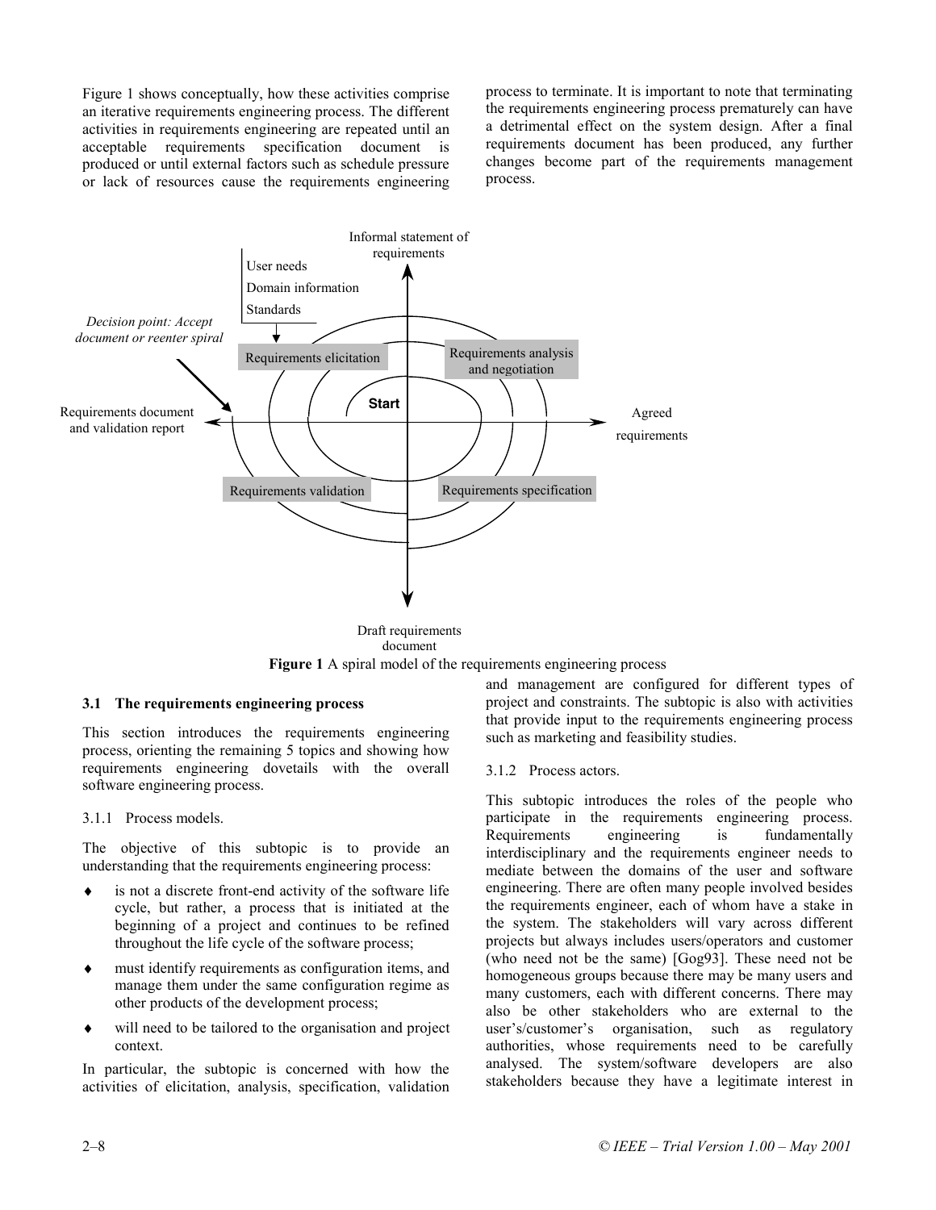Figure 1 shows conceptually, how these activities comprise an iterative requirements engineering process. The different activities in requirements engineering are repeated until an acceptable requirements specification document is produced or until external factors such as schedule pressure or lack of resources cause the requirements engineering process to terminate. It is important to note that terminating the requirements engineering process prematurely can have a detrimental effect on the system design. After a final requirements document has been produced, any further changes become part of the requirements management process.

**Figure 1** A spiral model of the requirements engineering process

### 3.1 The requirements engineering process

This section introduces the requirements engineering process, orienting the remaining 5 topics and showing how requirements engineering dovetails with the overall software engineering process.

#### 3.1.1 Process models.

The objective of this subtopic is to provide an understanding that the requirements engineering process:

- is not a discrete front-end activity of the software life cycle, but rather, a process that is initiated at the beginning of a project and continues to be refined throughout the life cycle of the software process;
- must identify requirements as configuration items, and manage them under the same configuration regime as other products of the development process;
- will need to be tailored to the organisation and project context.

In particular, the subtopic is concerned with how the activities of elicitation, analysis, specification, validation and management are configured for different types of project and constraints. The subtopic is also with activities that provide input to the requirements engineering process such as marketing and feasibility studies.

#### 3.1.2 Process actors.

This subtopic introduces the roles of the people who participate in the requirements engineering process. Requirements engineering is fundamentally interdisciplinary and the requirements engineer needs to mediate between the domains of the user and software engineering. There are often many people involved besides the requirements engineer, each of whom have a stake in the system. The stakeholders will vary across different projects but always includes users/operators and customer (who need not be the same) [Gog93]. These need not be homogeneous groups because there may be many users and many customers, each with different concerns. There may also be other stakeholders who are external to the user's/customer's organisation, such as regulatory authorities, whose requirements need to be carefully analysed. The system/software developers are also stakeholders because they have a legitimate interest in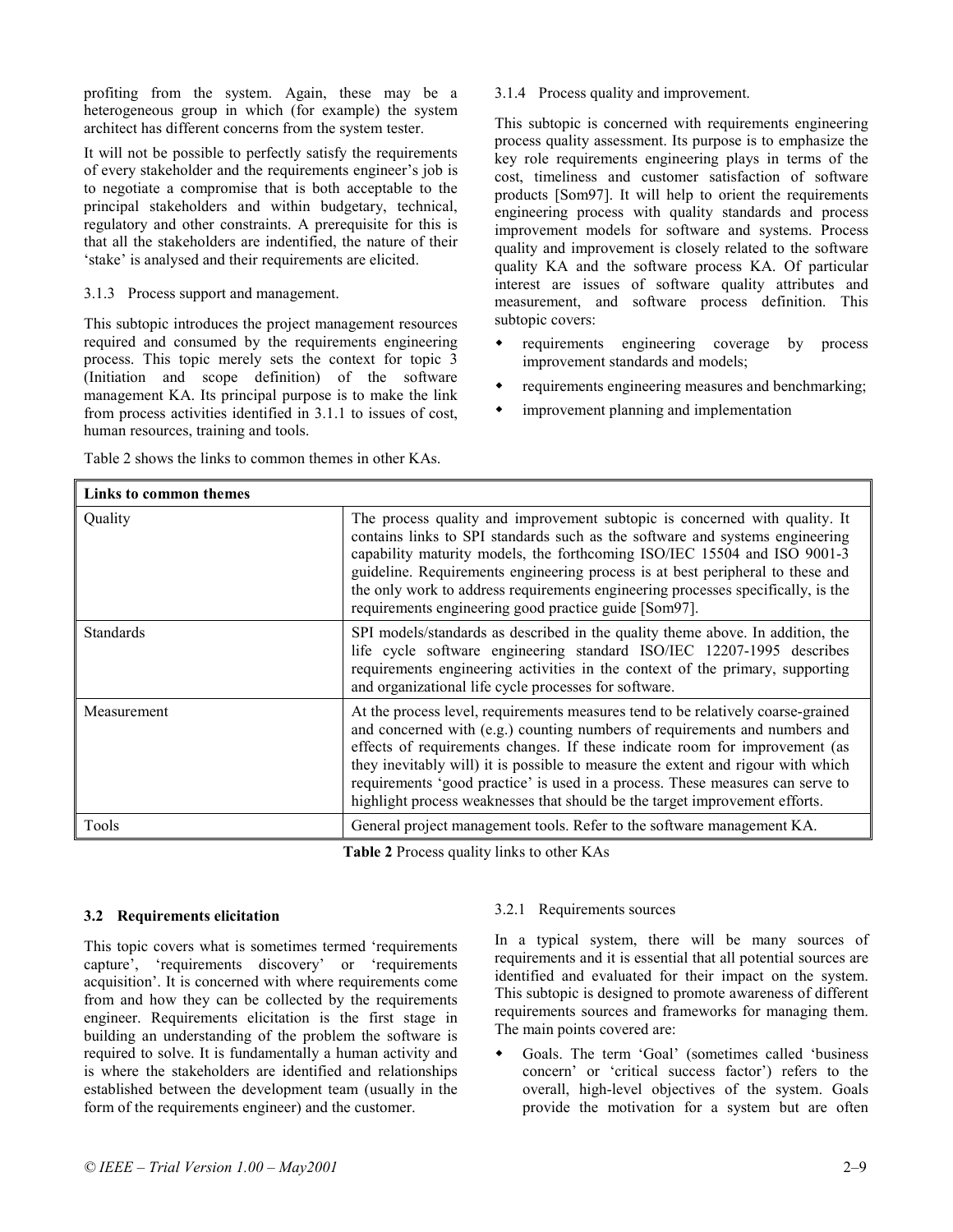profiting from the system. Again, these may be a heterogeneous group in which (for example) the system architect has different concerns from the system tester.

It will not be possible to perfectly satisfy the requirements of every stakeholder and the requirements engineer's job is to negotiate a compromise that is both acceptable to the principal stakeholders and within budgetary, technical, regulatory and other constraints. A prerequisite for this is that all the stakeholders are indentified, the nature of their 'stake' is analysed and their requirements are elicited.

3.1.3 Process support and management.

This subtopic introduces the project management resources required and consumed by the requirements engineering process. This topic merely sets the context for topic 3 (Initiation and scope definition) of the software management KA. Its principal purpose is to make the link from process activities identified in 3.1.1 to issues of cost, human resources, training and tools.

Table 2 shows the links to common themes in other KAs.

3.1.4 Process quality and improvement.

This subtopic is concerned with requirements engineering process quality assessment. Its purpose is to emphasize the key role requirements engineering plays in terms of the cost, timeliness and customer satisfaction of software products [Som97]. It will help to orient the requirements engineering process with quality standards and process improvement models for software and systems. Process quality and improvement is closely related to the software quality KA and the software process KA. Of particular interest are issues of software quality attributes and measurement, and software process definition. This subtopic covers:

- requirements engineering coverage by process improvement standards and models;
- requirements engineering measures and benchmarking;
- improvement planning and implementation

| **Links to common themes** | |
|---|---|
| Quality | The process quality and improvement subtopic is concerned with quality. It contains links to SPI standards such as the software and systems engineering capability maturity models, the forthcoming ISO/IEC 15504 and ISO 9001-3 guideline. Requirements engineering process is at best peripheral to these and the only work to address requirements engineering processes specifically, is the requirements engineering good practice guide [Som97]. |
| Standards | SPI models/standards as described in the quality theme above. In addition, the life cycle software engineering standard ISO/IEC 12207-1995 describes requirements engineering activities in the context of the primary, supporting and organizational life cycle processes for software. |
| Measurement | At the process level, requirements measures tend to be relatively coarse-grained and concerned with (e.g.) counting numbers of requirements and numbers and effects of requirements changes. If these indicate room for improvement (as they inevitably will) it is possible to measure the extent and rigour with which requirements 'good practice' is used in a process. These measures can serve to highlight process weaknesses that should be the target improvement efforts. |
| Tools | General project management tools. Refer to the software management KA. |

**Table 2** Process quality links to other KAs

### 3.2 Requirements elicitation

This topic covers what is sometimes termed 'requirements capture', 'requirements discovery' or 'requirements acquisition'. It is concerned with where requirements come from and how they can be collected by the requirements engineer. Requirements elicitation is the first stage in building an understanding of the problem the software is required to solve. It is fundamentally a human activity and is where the stakeholders are identified and relationships established between the development team (usually in the form of the requirements engineer) and the customer.

3.2.1 Requirements sources

In a typical system, there will be many sources of requirements and it is essential that all potential sources are identified and evaluated for their impact on the system. This subtopic is designed to promote awareness of different requirements sources and frameworks for managing them. The main points covered are:

- Goals. The term 'Goal' (sometimes called 'business concern' or 'critical success factor') refers to the overall, high-level objectives of the system. Goals provide the motivation for a system but are often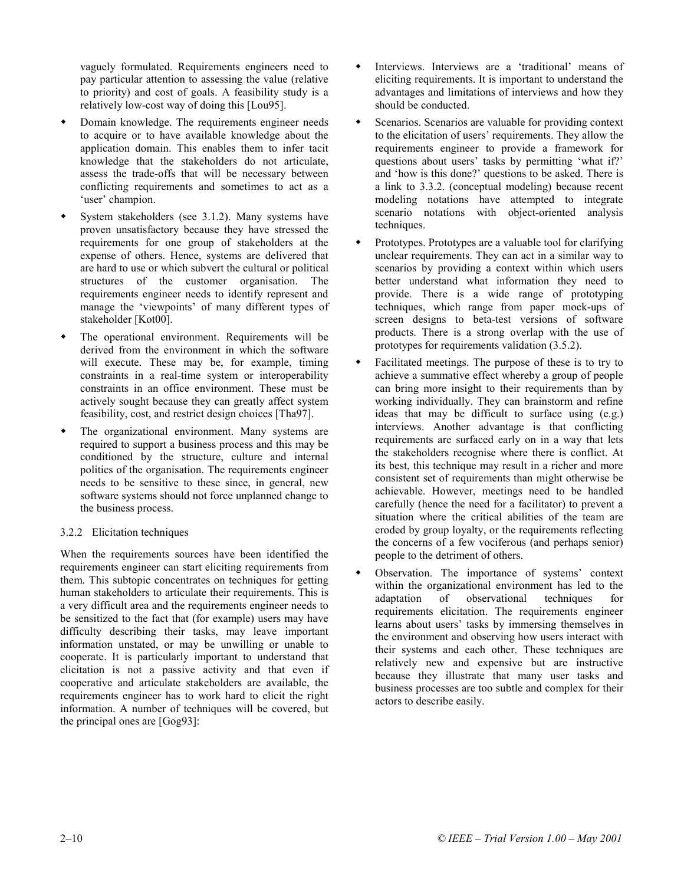vaguely formulated. Requirements engineers need to pay particular attention to assessing the value (relative to priority) and cost of goals. A feasibility study is a relatively low-cost way of doing this [Lou95].

- Domain knowledge. The requirements engineer needs to acquire or to have available knowledge about the application domain. This enables them to infer tacit knowledge that the stakeholders do not articulate, assess the trade-offs that will be necessary between conflicting requirements and sometimes to act as a 'user' champion.
- System stakeholders (see 3.1.2). Many systems have proven unsatisfactory because they have stressed the requirements for one group of stakeholders at the expense of others. Hence, systems are delivered that are hard to use or which subvert the cultural or political structures of the customer organisation. The requirements engineer needs to identify represent and manage the 'viewpoints' of many different types of stakeholder [Kot00].
- The operational environment. Requirements will be derived from the environment in which the software will execute. These may be, for example, timing constraints in a real-time system or interoperability constraints in an office environment. These must be actively sought because they can greatly affect system feasibility, cost, and restrict design choices [Tha97].
- The organizational environment. Many systems are required to support a business process and this may be conditioned by the structure, culture and internal politics of the organisation. The requirements engineer needs to be sensitive to these since, in general, new software systems should not force unplanned change to the business process.

### 3.2.2 Elicitation techniques

When the requirements sources have been identified the requirements engineer can start eliciting requirements from them. This subtopic concentrates on techniques for getting human stakeholders to articulate their requirements. This is a very difficult area and the requirements engineer needs to be sensitized to the fact that (for example) users may have difficulty describing their tasks, may leave important information unstated, or may be unwilling or unable to cooperate. It is particularly important to understand that elicitation is not a passive activity and that even if cooperative and articulate stakeholders are available, the requirements engineer has to work hard to elicit the right information. A number of techniques will be covered, but the principal ones are [Gog93]:

- Interviews. Interviews are a 'traditional' means of eliciting requirements. It is important to understand the advantages and limitations of interviews and how they should be conducted.
- Scenarios. Scenarios are valuable for providing context to the elicitation of users' requirements. They allow the requirements engineer to provide a framework for questions about users' tasks by permitting 'what if?' and 'how is this done?' questions to be asked. There is a link to 3.3.2. (conceptual modeling) because recent modeling notations have attempted to integrate scenario notations with object-oriented analysis techniques.
- Prototypes. Prototypes are a valuable tool for clarifying unclear requirements. They can act in a similar way to scenarios by providing a context within which users better understand what information they need to provide. There is a wide range of prototyping techniques, which range from paper mock-ups of screen designs to beta-test versions of software products. There is a strong overlap with the use of prototypes for requirements validation (3.5.2).
- Facilitated meetings. The purpose of these is to try to achieve a summative effect whereby a group of people can bring more insight to their requirements than by working individually. They can brainstorm and refine ideas that may be difficult to surface using (e.g.) interviews. Another advantage is that conflicting requirements are surfaced early on in a way that lets the stakeholders recognise where there is conflict. At its best, this technique may result in a richer and more consistent set of requirements than might otherwise be achievable. However, meetings need to be handled carefully (hence the need for a facilitator) to prevent a situation where the critical abilities of the team are eroded by group loyalty, or the requirements reflecting the concerns of a few vociferous (and perhaps senior) people to the detriment of others.
- Observation. The importance of systems' context within the organizational environment has led to the adaptation of observational techniques for requirements elicitation. The requirements engineer learns about users' tasks by immersing themselves in the environment and observing how users interact with their systems and each other. These techniques are relatively new and expensive but are instructive because they illustrate that many user tasks and business processes are too subtle and complex for their actors to describe easily.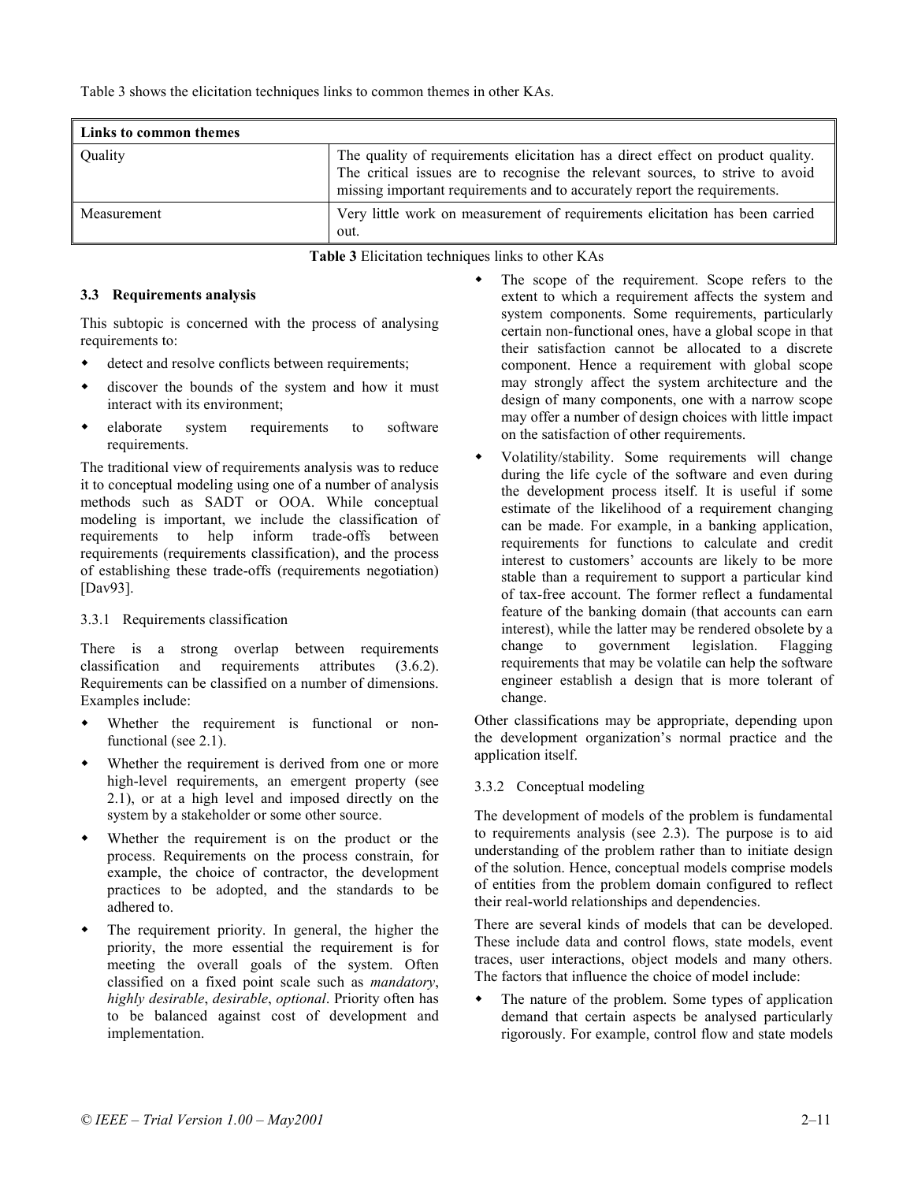Table 3 shows the elicitation techniques links to common themes in other KAs.

| Links to common themes | |
|---|---|
| Quality | The quality of requirements elicitation has a direct effect on product quality. The critical issues are to recognise the relevant sources, to strive to avoid missing important requirements and to accurately report the requirements. |
| Measurement | Very little work on measurement of requirements elicitation has been carried out. |

**Table 3** Elicitation techniques links to other KAs

### 3.3 Requirements analysis

This subtopic is concerned with the process of analysing requirements to:

- detect and resolve conflicts between requirements;
- discover the bounds of the system and how it must interact with its environment;
- elaborate system requirements to software requirements.

The traditional view of requirements analysis was to reduce it to conceptual modeling using one of a number of analysis methods such as SADT or OOA. While conceptual modeling is important, we include the classification of requirements to help inform trade-offs between requirements (requirements classification), and the process of establishing these trade-offs (requirements negotiation) [Dav93].

#### 3.3.1 Requirements classification

There is a strong overlap between requirements classification and requirements attributes (3.6.2). Requirements can be classified on a number of dimensions. Examples include:

- Whether the requirement is functional or non-functional (see 2.1).
- Whether the requirement is derived from one or more high-level requirements, an emergent property (see 2.1), or at a high level and imposed directly on the system by a stakeholder or some other source.
- Whether the requirement is on the product or the process. Requirements on the process constrain, for example, the choice of contractor, the development practices to be adopted, and the standards to be adhered to.
- The requirement priority. In general, the higher the priority, the more essential the requirement is for meeting the overall goals of the system. Often classified on a fixed point scale such as *mandatory*, *highly desirable*, *desirable*, *optional*. Priority often has to be balanced against cost of development and implementation.
- The scope of the requirement. Scope refers to the extent to which a requirement affects the system and system components. Some requirements, particularly certain non-functional ones, have a global scope in that their satisfaction cannot be allocated to a discrete component. Hence a requirement with global scope may strongly affect the system architecture and the design of many components, one with a narrow scope may offer a number of design choices with little impact on the satisfaction of other requirements.
- Volatility/stability. Some requirements will change during the life cycle of the software and even during the development process itself. It is useful if some estimate of the likelihood of a requirement changing can be made. For example, in a banking application, requirements for functions to calculate and credit interest to customers' accounts are likely to be more stable than a requirement to support a particular kind of tax-free account. The former reflect a fundamental feature of the banking domain (that accounts can earn interest), while the latter may be rendered obsolete by a change to government legislation. Flagging requirements that may be volatile can help the software engineer establish a design that is more tolerant of change.

Other classifications may be appropriate, depending upon the development organization's normal practice and the application itself.

#### 3.3.2 Conceptual modeling

The development of models of the problem is fundamental to requirements analysis (see 2.3). The purpose is to aid understanding of the problem rather than to initiate design of the solution. Hence, conceptual models comprise models of entities from the problem domain configured to reflect their real-world relationships and dependencies.

There are several kinds of models that can be developed. These include data and control flows, state models, event traces, user interactions, object models and many others. The factors that influence the choice of model include:

- The nature of the problem. Some types of application demand that certain aspects be analysed particularly rigorously. For example, control flow and state models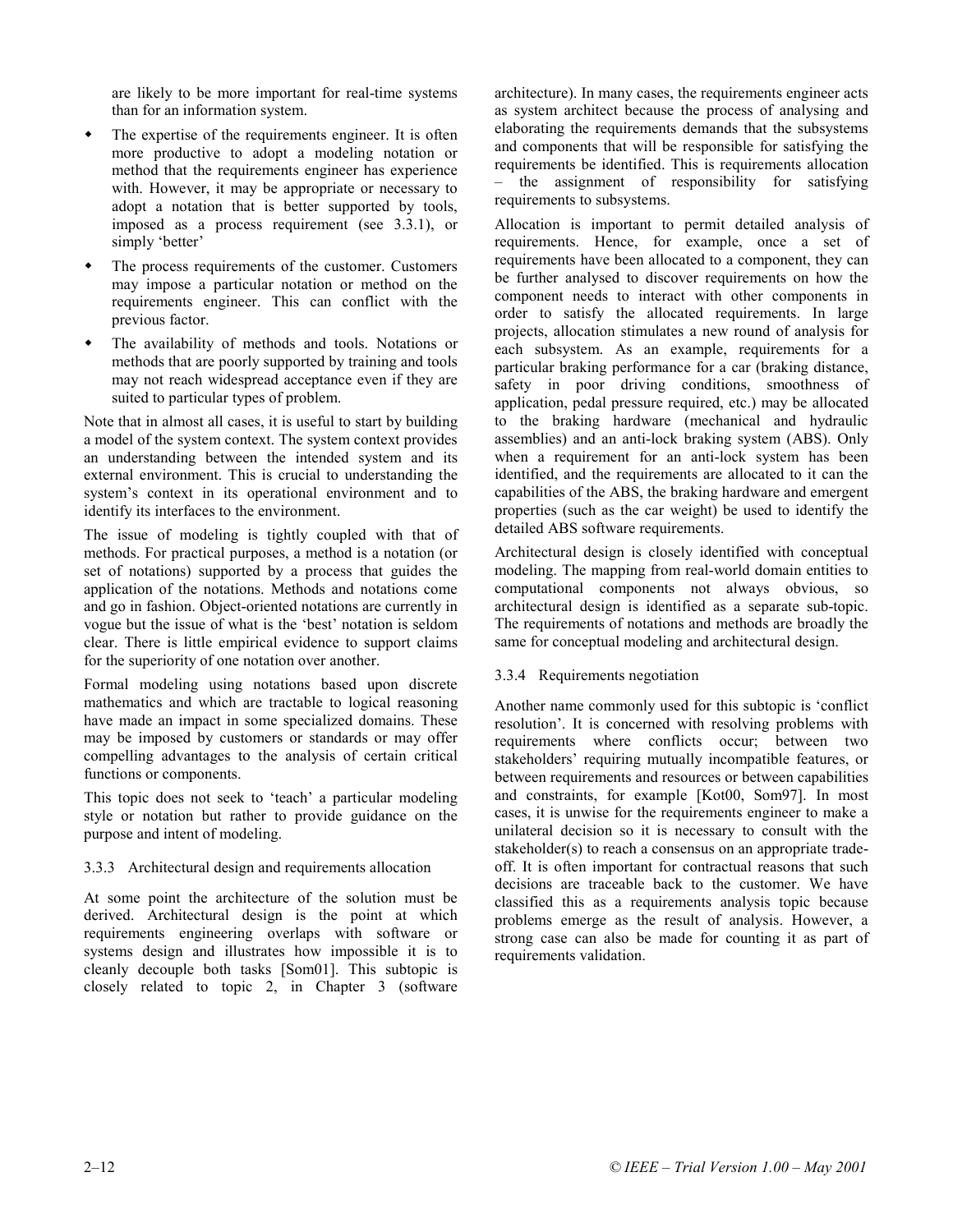are likely to be more important for real-time systems than for an information system.

- The expertise of the requirements engineer. It is often more productive to adopt a modeling notation or method that the requirements engineer has experience with. However, it may be appropriate or necessary to adopt a notation that is better supported by tools, imposed as a process requirement (see 3.3.1), or simply 'better'
- The process requirements of the customer. Customers may impose a particular notation or method on the requirements engineer. This can conflict with the previous factor.
- The availability of methods and tools. Notations or methods that are poorly supported by training and tools may not reach widespread acceptance even if they are suited to particular types of problem.

Note that in almost all cases, it is useful to start by building a model of the system context. The system context provides an understanding between the intended system and its external environment. This is crucial to understanding the system's context in its operational environment and to identify its interfaces to the environment.

The issue of modeling is tightly coupled with that of methods. For practical purposes, a method is a notation (or set of notations) supported by a process that guides the application of the notations. Methods and notations come and go in fashion. Object-oriented notations are currently in vogue but the issue of what is the 'best' notation is seldom clear. There is little empirical evidence to support claims for the superiority of one notation over another.

Formal modeling using notations based upon discrete mathematics and which are tractable to logical reasoning have made an impact in some specialized domains. These may be imposed by customers or standards or may offer compelling advantages to the analysis of certain critical functions or components.

This topic does not seek to 'teach' a particular modeling style or notation but rather to provide guidance on the purpose and intent of modeling.

### 3.3.3 Architectural design and requirements allocation

At some point the architecture of the solution must be derived. Architectural design is the point at which requirements engineering overlaps with software or systems design and illustrates how impossible it is to cleanly decouple both tasks [Som01]. This subtopic is closely related to topic 2, in Chapter 3 (software architecture). In many cases, the requirements engineer acts as system architect because the process of analysing and elaborating the requirements demands that the subsystems and components that will be responsible for satisfying the requirements be identified. This is requirements allocation – the assignment of responsibility for satisfying requirements to subsystems.

Allocation is important to permit detailed analysis of requirements. Hence, for example, once a set of requirements have been allocated to a component, they can be further analysed to discover requirements on how the component needs to interact with other components in order to satisfy the allocated requirements. In large projects, allocation stimulates a new round of analysis for each subsystem. As an example, requirements for a particular braking performance for a car (braking distance, safety in poor driving conditions, smoothness of application, pedal pressure required, etc.) may be allocated to the braking hardware (mechanical and hydraulic assemblies) and an anti-lock braking system (ABS). Only when a requirement for an anti-lock system has been identified, and the requirements are allocated to it can the capabilities of the ABS, the braking hardware and emergent properties (such as the car weight) be used to identify the detailed ABS software requirements.

Architectural design is closely identified with conceptual modeling. The mapping from real-world domain entities to computational components not always obvious, so architectural design is identified as a separate sub-topic. The requirements of notations and methods are broadly the same for conceptual modeling and architectural design.

### 3.3.4 Requirements negotiation

Another name commonly used for this subtopic is 'conflict resolution'. It is concerned with resolving problems with requirements where conflicts occur; between two stakeholders' requiring mutually incompatible features, or between requirements and resources or between capabilities and constraints, for example [Kot00, Som97]. In most cases, it is unwise for the requirements engineer to make a unilateral decision so it is necessary to consult with the stakeholder(s) to reach a consensus on an appropriate trade-off. It is often important for contractual reasons that such decisions are traceable back to the customer. We have classified this as a requirements analysis topic because problems emerge as the result of analysis. However, a strong case can also be made for counting it as part of requirements validation.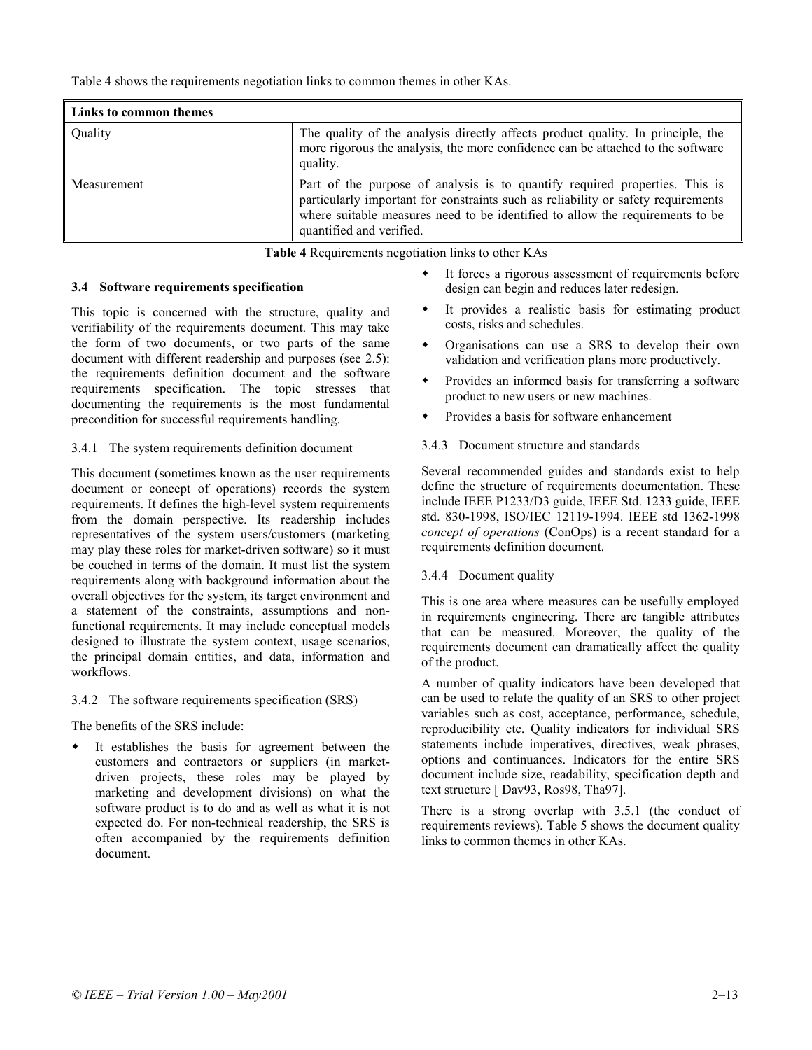Table 4 shows the requirements negotiation links to common themes in other KAs.

| Links to common themes | |
|---|---|
| Quality | The quality of the analysis directly affects product quality. In principle, the more rigorous the analysis, the more confidence can be attached to the software quality. |
| Measurement | Part of the purpose of analysis is to quantify required properties. This is particularly important for constraints such as reliability or safety requirements where suitable measures need to be identified to allow the requirements to be quantified and verified. |

**Table 4** Requirements negotiation links to other KAs

### 3.4 Software requirements specification

This topic is concerned with the structure, quality and verifiability of the requirements document. This may take the form of two documents, or two parts of the same document with different readership and purposes (see 2.5): the requirements definition document and the software requirements specification. The topic stresses that documenting the requirements is the most fundamental precondition for successful requirements handling.

#### 3.4.1 The system requirements definition document

This document (sometimes known as the user requirements document or concept of operations) records the system requirements. It defines the high-level system requirements from the domain perspective. Its readership includes representatives of the system users/customers (marketing may play these roles for market-driven software) so it must be couched in terms of the domain. It must list the system requirements along with background information about the overall objectives for the system, its target environment and a statement of the constraints, assumptions and non-functional requirements. It may include conceptual models designed to illustrate the system context, usage scenarios, the principal domain entities, and data, information and workflows.

#### 3.4.2 The software requirements specification (SRS)

The benefits of the SRS include:

- It establishes the basis for agreement between the customers and contractors or suppliers (in market-driven projects, these roles may be played by marketing and development divisions) on what the software product is to do and as well as what it is not expected do. For non-technical readership, the SRS is often accompanied by the requirements definition document.
- It forces a rigorous assessment of requirements before design can begin and reduces later redesign.
- It provides a realistic basis for estimating product costs, risks and schedules.
- Organisations can use a SRS to develop their own validation and verification plans more productively.
- Provides an informed basis for transferring a software product to new users or new machines.
- Provides a basis for software enhancement

#### 3.4.3 Document structure and standards

Several recommended guides and standards exist to help define the structure of requirements documentation. These include IEEE P1233/D3 guide, IEEE Std. 1233 guide, IEEE std. 830-1998, ISO/IEC 12119-1994. IEEE std 1362-1998 *concept of operations* (ConOps) is a recent standard for a requirements definition document.

#### 3.4.4 Document quality

This is one area where measures can be usefully employed in requirements engineering. There are tangible attributes that can be measured. Moreover, the quality of the requirements document can dramatically affect the quality of the product.

A number of quality indicators have been developed that can be used to relate the quality of an SRS to other project variables such as cost, acceptance, performance, schedule, reproducibility etc. Quality indicators for individual SRS statements include imperatives, directives, weak phrases, options and continuances. Indicators for the entire SRS document include size, readability, specification depth and text structure [ Dav93, Ros98, Tha97].

There is a strong overlap with 3.5.1 (the conduct of requirements reviews). Table 5 shows the document quality links to common themes in other KAs.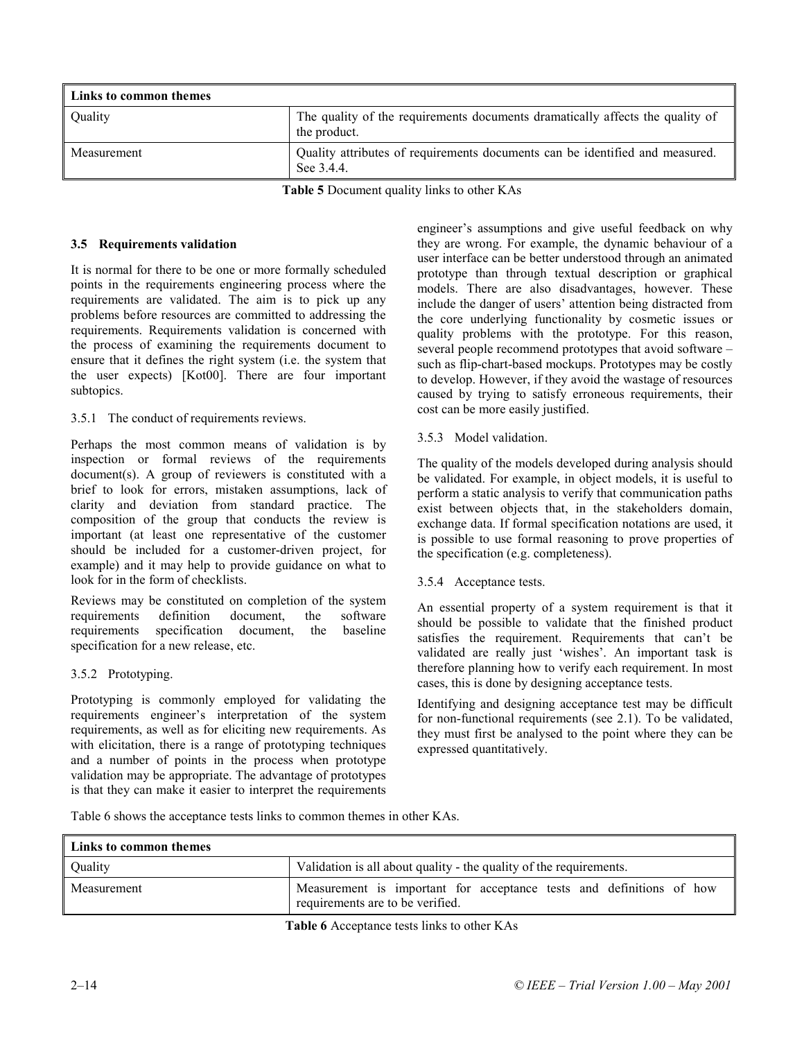| Links to common themes | |
|---|---|
| Quality | The quality of the requirements documents dramatically affects the quality of the product. |
| Measurement | Quality attributes of requirements documents can be identified and measured. See 3.4.4. |

**Table 5** Document quality links to other KAs

### 3.5 Requirements validation

It is normal for there to be one or more formally scheduled points in the requirements engineering process where the requirements are validated. The aim is to pick up any problems before resources are committed to addressing the requirements. Requirements validation is concerned with the process of examining the requirements document to ensure that it defines the right system (i.e. the system that the user expects) [Kot00]. There are four important subtopics.

3.5.1 The conduct of requirements reviews.

Perhaps the most common means of validation is by inspection or formal reviews of the requirements document(s). A group of reviewers is constituted with a brief to look for errors, mistaken assumptions, lack of clarity and deviation from standard practice. The composition of the group that conducts the review is important (at least one representative of the customer should be included for a customer-driven project, for example) and it may help to provide guidance on what to look for in the form of checklists.

Reviews may be constituted on completion of the system requirements definition document, the software requirements specification document, the baseline specification for a new release, etc.

3.5.2 Prototyping.

Prototyping is commonly employed for validating the requirements engineer's interpretation of the system requirements, as well as for eliciting new requirements. As with elicitation, there is a range of prototyping techniques and a number of points in the process when prototype validation may be appropriate. The advantage of prototypes is that they can make it easier to interpret the requirements engineer's assumptions and give useful feedback on why they are wrong. For example, the dynamic behaviour of a user interface can be better understood through an animated prototype than through textual description or graphical models. There are also disadvantages, however. These include the danger of users' attention being distracted from the core underlying functionality by cosmetic issues or quality problems with the prototype. For this reason, several people recommend prototypes that avoid software – such as flip-chart-based mockups. Prototypes may be costly to develop. However, if they avoid the wastage of resources caused by trying to satisfy erroneous requirements, their cost can be more easily justified.

3.5.3 Model validation.

The quality of the models developed during analysis should be validated. For example, in object models, it is useful to perform a static analysis to verify that communication paths exist between objects that, in the stakeholders domain, exchange data. If formal specification notations are used, it is possible to use formal reasoning to prove properties of the specification (e.g. completeness).

3.5.4 Acceptance tests.

An essential property of a system requirement is that it should be possible to validate that the finished product satisfies the requirement. Requirements that can't be validated are really just 'wishes'. An important task is therefore planning how to verify each requirement. In most cases, this is done by designing acceptance tests.

Identifying and designing acceptance test may be difficult for non-functional requirements (see 2.1). To be validated, they must first be analysed to the point where they can be expressed quantitatively.

Table 6 shows the acceptance tests links to common themes in other KAs.

| Links to common themes | |
|---|---|
| Quality | Validation is all about quality - the quality of the requirements. |
| Measurement | Measurement is important for acceptance tests and definitions of how requirements are to be verified. |

**Table 6** Acceptance tests links to other KAs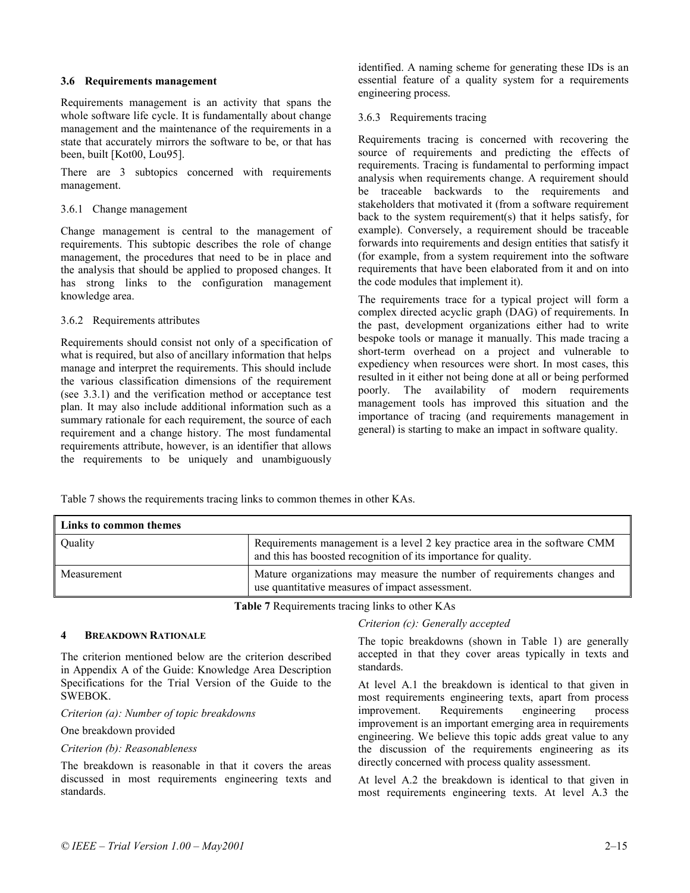### 3.6 Requirements management

Requirements management is an activity that spans the whole software life cycle. It is fundamentally about change management and the maintenance of the requirements in a state that accurately mirrors the software to be, or that has been, built [Kot00, Lou95].

There are 3 subtopics concerned with requirements management.

#### 3.6.1 Change management

Change management is central to the management of requirements. This subtopic describes the role of change management, the procedures that need to be in place and the analysis that should be applied to proposed changes. It has strong links to the configuration management knowledge area.

#### 3.6.2 Requirements attributes

Requirements should consist not only of a specification of what is required, but also of ancillary information that helps manage and interpret the requirements. This should include the various classification dimensions of the requirement (see 3.3.1) and the verification method or acceptance test plan. It may also include additional information such as a summary rationale for each requirement, the source of each requirement and a change history. The most fundamental requirements attribute, however, is an identifier that allows the requirements to be uniquely and unambiguously identified. A naming scheme for generating these IDs is an essential feature of a quality system for a requirements engineering process.

#### 3.6.3 Requirements tracing

Requirements tracing is concerned with recovering the source of requirements and predicting the effects of requirements. Tracing is fundamental to performing impact analysis when requirements change. A requirement should be traceable backwards to the requirements and stakeholders that motivated it (from a software requirement back to the system requirement(s) that it helps satisfy, for example). Conversely, a requirement should be traceable forwards into requirements and design entities that satisfy it (for example, from a system requirement into the software requirements that have been elaborated from it and on into the code modules that implement it).

The requirements trace for a typical project will form a complex directed acyclic graph (DAG) of requirements. In the past, development organizations either had to write bespoke tools or manage it manually. This made tracing a short-term overhead on a project and vulnerable to expediency when resources were short. In most cases, this resulted in it either not being done at all or being performed poorly. The availability of modern requirements management tools has improved this situation and the importance of tracing (and requirements management in general) is starting to make an impact in software quality.

Table 7 shows the requirements tracing links to common themes in other KAs.

| **Links to common themes** | |
|---|---|
| Quality | Requirements management is a level 2 key practice area in the software CMM and this has boosted recognition of its importance for quality. |
| Measurement | Mature organizations may measure the number of requirements changes and use quantitative measures of impact assessment. |

**Table 7** Requirements tracing links to other KAs

## 4 Breakdown Rationale

The criterion mentioned below are the criterion described in Appendix A of the Guide: Knowledge Area Description Specifications for the Trial Version of the Guide to the SWEBOK.

*Criterion (a): Number of topic breakdowns*

One breakdown provided

*Criterion (b): Reasonableness*

The breakdown is reasonable in that it covers the areas discussed in most requirements engineering texts and standards.

*Criterion (c): Generally accepted*

The topic breakdowns (shown in Table 1) are generally accepted in that they cover areas typically in texts and standards.

At level A.1 the breakdown is identical to that given in most requirements engineering texts, apart from process improvement. Requirements engineering process improvement is an important emerging area in requirements engineering. We believe this topic adds great value to any the discussion of the requirements engineering as its directly concerned with process quality assessment.

At level A.2 the breakdown is identical to that given in most requirements engineering texts. At level A.3 the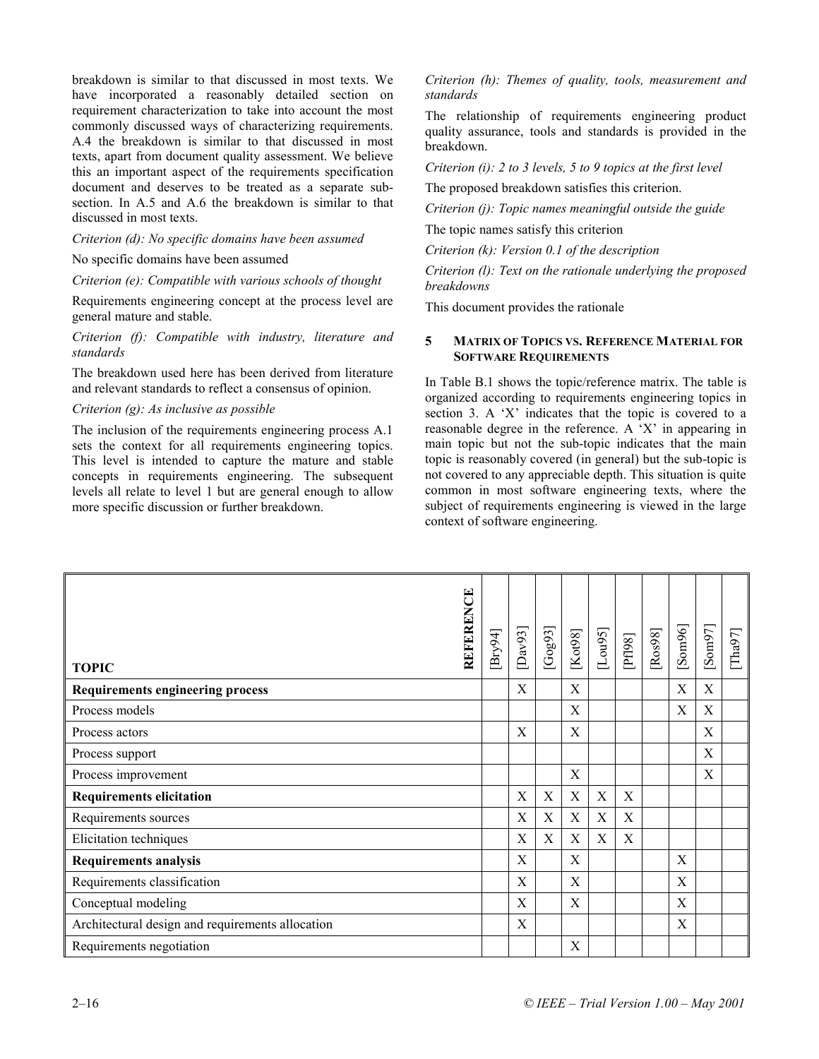breakdown is similar to that discussed in most texts. We have incorporated a reasonably detailed section on requirement characterization to take into account the most commonly discussed ways of characterizing requirements. A.4 the breakdown is similar to that discussed in most texts, apart from document quality assessment. We believe this an important aspect of the requirements specification document and deserves to be treated as a separate sub-section. In A.5 and A.6 the breakdown is similar to that discussed in most texts.

*Criterion (d): No specific domains have been assumed*

No specific domains have been assumed

*Criterion (e): Compatible with various schools of thought*

Requirements engineering concept at the process level are general mature and stable.

*Criterion (f): Compatible with industry, literature and standards*

The breakdown used here has been derived from literature and relevant standards to reflect a consensus of opinion.

*Criterion (g): As inclusive as possible*

The inclusion of the requirements engineering process A.1 sets the context for all requirements engineering topics. This level is intended to capture the mature and stable concepts in requirements engineering. The subsequent levels all relate to level 1 but are general enough to allow more specific discussion or further breakdown.

*Criterion (h): Themes of quality, tools, measurement and standards*

The relationship of requirements engineering product quality assurance, tools and standards is provided in the breakdown.

*Criterion (i): 2 to 3 levels, 5 to 9 topics at the first level*

The proposed breakdown satisfies this criterion.

*Criterion (j): Topic names meaningful outside the guide*

The topic names satisfy this criterion

*Criterion (k): Version 0.1 of the description*

*Criterion (l): Text on the rationale underlying the proposed breakdowns*

This document provides the rationale

## 5 MATRIX OF TOPICS VS. REFERENCE MATERIAL FOR SOFTWARE REQUIREMENTS

In Table B.1 shows the topic/reference matrix. The table is organized according to requirements engineering topics in section 3. A 'X' indicates that the topic is covered to a reasonable degree in the reference. A 'X' in appearing in main topic but not the sub-topic indicates that the main topic is reasonably covered (in general) but the sub-topic is not covered to any appreciable depth. This situation is quite common in most software engineering texts, where the subject of requirements engineering is viewed in the large context of software engineering.

| TOPIC / REFERENCE | [Bry94] | [Dav93] | [Gog93] | [Kot98] | [Lou95] | [Pfl98] | [Ros98] | [Som96] | [Som97] | [Tha97] |
|---|---|---|---|---|---|---|---|---|---|---|
| **Requirements engineering process** | | X | | X | | | | X | X | |
| Process models | | | | X | | | | X | X | |
| Process actors | | X | | X | | | | | X | |
| Process support | | | | | | | | | X | |
| Process improvement | | | | X | | | | | X | |
| **Requirements elicitation** | | X | X | X | X | X | | | | |
| Requirements sources | | X | X | X | X | X | | | | |
| Elicitation techniques | | X | X | X | X | X | | | | |
| **Requirements analysis** | | X | | X | | | | X | | |
| Requirements classification | | X | | X | | | | X | | |
| Conceptual modeling | | X | | X | | | | X | | |
| Architectural design and requirements allocation | | X | | | | | | X | | |
| Requirements negotiation | | | | X | | | | | | |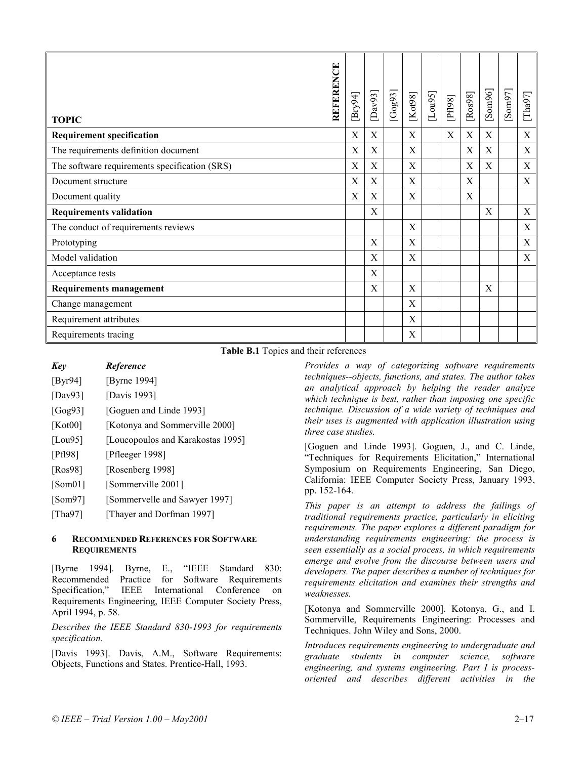| TOPIC | REFERENCE | [Bry94] | [Dav93] | [Gog93] | [Kot98] | [Lou95] | [Pfl98] | [Ros98] | [Som96] | [Som97] | [Tha97] |
|---|---|---|---|---|---|---|---|---|---|---|---|
| **Requirement specification** | | X | X | | X | | X | X | X | | X |
| The requirements definition document | | X | X | | X | | | X | X | | X |
| The software requirements specification (SRS) | | X | X | | X | | | X | X | | X |
| Document structure | | X | X | | X | | | X | | | X |
| Document quality | | X | X | | X | | | X | | | |
| **Requirements validation** | | | X | | | | | | X | | X |
| The conduct of requirements reviews | | | | | X | | | | | | X |
| Prototyping | | | X | | X | | | | | | X |
| Model validation | | | X | | X | | | | | | X |
| Acceptance tests | | | X | | | | | | | | |
| **Requirements management** | | | X | | X | | | | X | | |
| Change management | | | | | X | | | | | | |
| Requirement attributes | | | | | X | | | | | | |
| Requirements tracing | | | | | X | | | | | | |

**Table B.1** Topics and their references

| *Key* | *Reference* |
|---|---|
| [Byr94] | [Byrne 1994] |
| [Dav93] | [Davis 1993] |
| [Gog93] | [Goguen and Linde 1993] |
| [Kot00] | [Kotonya and Sommerville 2000] |
| [Lou95] | [Loucopoulos and Karakostas 1995] |
| [Pfl98] | [Pfleeger 1998] |
| [Ros98] | [Rosenberg 1998] |
| [Som01] | [Sommerville 2001] |
| [Som97] | [Sommervelle and Sawyer 1997] |
| [Tha97] | [Thayer and Dorfman 1997] |

## 6 Recommended References for Software Requirements

[Byrne 1994]. Byrne, E., "IEEE Standard 830: Recommended Practice for Software Requirements Specification," IEEE International Conference on Requirements Engineering, IEEE Computer Society Press, April 1994, p. 58.

*Describes the IEEE Standard 830-1993 for requirements specification.*

[Davis 1993]. Davis, A.M., Software Requirements: Objects, Functions and States. Prentice-Hall, 1993.

*Provides a way of categorizing software requirements techniques--objects, functions, and states. The author takes an analytical approach by helping the reader analyze which technique is best, rather than imposing one specific technique. Discussion of a wide variety of techniques and their uses is augmented with application illustration using three case studies.*

[Goguen and Linde 1993]. Goguen, J., and C. Linde, "Techniques for Requirements Elicitation," International Symposium on Requirements Engineering, San Diego, California: IEEE Computer Society Press, January 1993, pp. 152-164.

*This paper is an attempt to address the failings of traditional requirements practice, particularly in eliciting requirements. The paper explores a different paradigm for understanding requirements engineering: the process is seen essentially as a social process, in which requirements emerge and evolve from the discourse between users and developers. The paper describes a number of techniques for requirements elicitation and examines their strengths and weaknesses.*

[Kotonya and Sommerville 2000]. Kotonya, G., and I. Sommerville, Requirements Engineering: Processes and Techniques. John Wiley and Sons, 2000.

*Introduces requirements engineering to undergraduate and graduate students in computer science, software engineering, and systems engineering. Part I is process-oriented and describes different activities in the*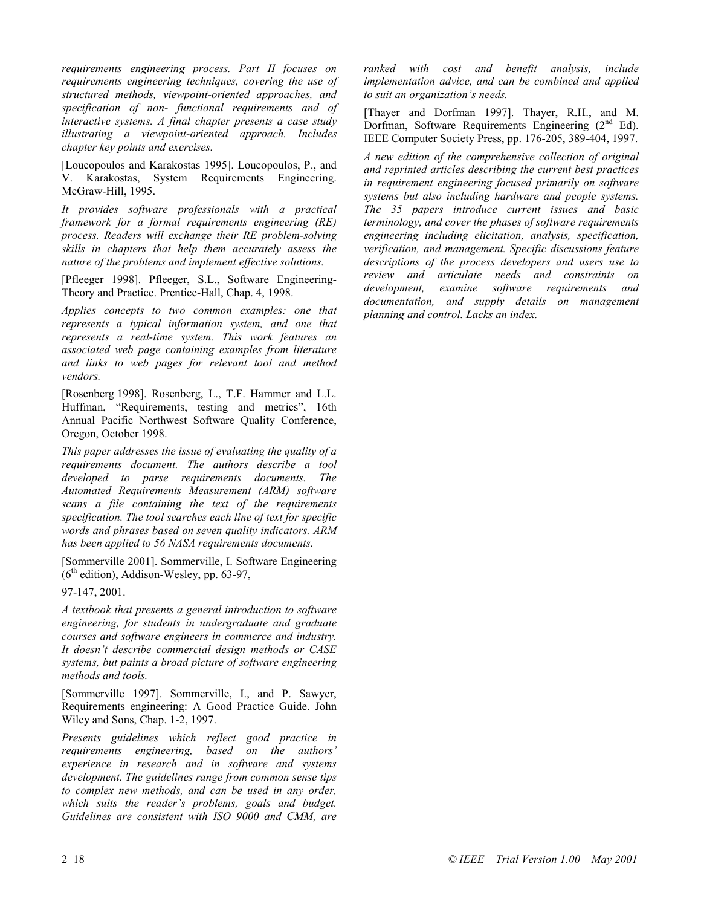*requirements engineering process. Part II focuses on requirements engineering techniques, covering the use of structured methods, viewpoint-oriented approaches, and specification of non- functional requirements and of interactive systems. A final chapter presents a case study illustrating a viewpoint-oriented approach. Includes chapter key points and exercises.*

[Loucopoulos and Karakostas 1995]. Loucopoulos, P., and V. Karakostas, System Requirements Engineering. McGraw-Hill, 1995.

*It provides software professionals with a practical framework for a formal requirements engineering (RE) process. Readers will exchange their RE problem-solving skills in chapters that help them accurately assess the nature of the problems and implement effective solutions.*

[Pfleeger 1998]. Pfleeger, S.L., Software Engineering-Theory and Practice. Prentice-Hall, Chap. 4, 1998.

*Applies concepts to two common examples: one that represents a typical information system, and one that represents a real-time system. This work features an associated web page containing examples from literature and links to web pages for relevant tool and method vendors.*

[Rosenberg 1998]. Rosenberg, L., T.F. Hammer and L.L. Huffman, "Requirements, testing and metrics", 16th Annual Pacific Northwest Software Quality Conference, Oregon, October 1998.

*This paper addresses the issue of evaluating the quality of a requirements document. The authors describe a tool developed to parse requirements documents. The Automated Requirements Measurement (ARM) software scans a file containing the text of the requirements specification. The tool searches each line of text for specific words and phrases based on seven quality indicators. ARM has been applied to 56 NASA requirements documents.*

[Sommerville 2001]. Sommerville, I. Software Engineering (6th edition), Addison-Wesley, pp. 63-97,

97-147, 2001.

*A textbook that presents a general introduction to software engineering, for students in undergraduate and graduate courses and software engineers in commerce and industry. It doesn't describe commercial design methods or CASE systems, but paints a broad picture of software engineering methods and tools.*

[Sommerville 1997]. Sommerville, I., and P. Sawyer, Requirements engineering: A Good Practice Guide. John Wiley and Sons, Chap. 1-2, 1997.

*Presents guidelines which reflect good practice in requirements engineering, based on the authors' experience in research and in software and systems development. The guidelines range from common sense tips to complex new methods, and can be used in any order, which suits the reader's problems, goals and budget. Guidelines are consistent with ISO 9000 and CMM, are ranked with cost and benefit analysis, include implementation advice, and can be combined and applied to suit an organization's needs.*

[Thayer and Dorfman 1997]. Thayer, R.H., and M. Dorfman, Software Requirements Engineering (2nd Ed). IEEE Computer Society Press, pp. 176-205, 389-404, 1997.

*A new edition of the comprehensive collection of original and reprinted articles describing the current best practices in requirement engineering focused primarily on software systems but also including hardware and people systems. The 35 papers introduce current issues and basic terminology, and cover the phases of software requirements engineering including elicitation, analysis, specification, verification, and management. Specific discussions feature descriptions of the process developers and users use to review and articulate needs and constraints on development, examine software requirements and documentation, and supply details on management planning and control. Lacks an index.*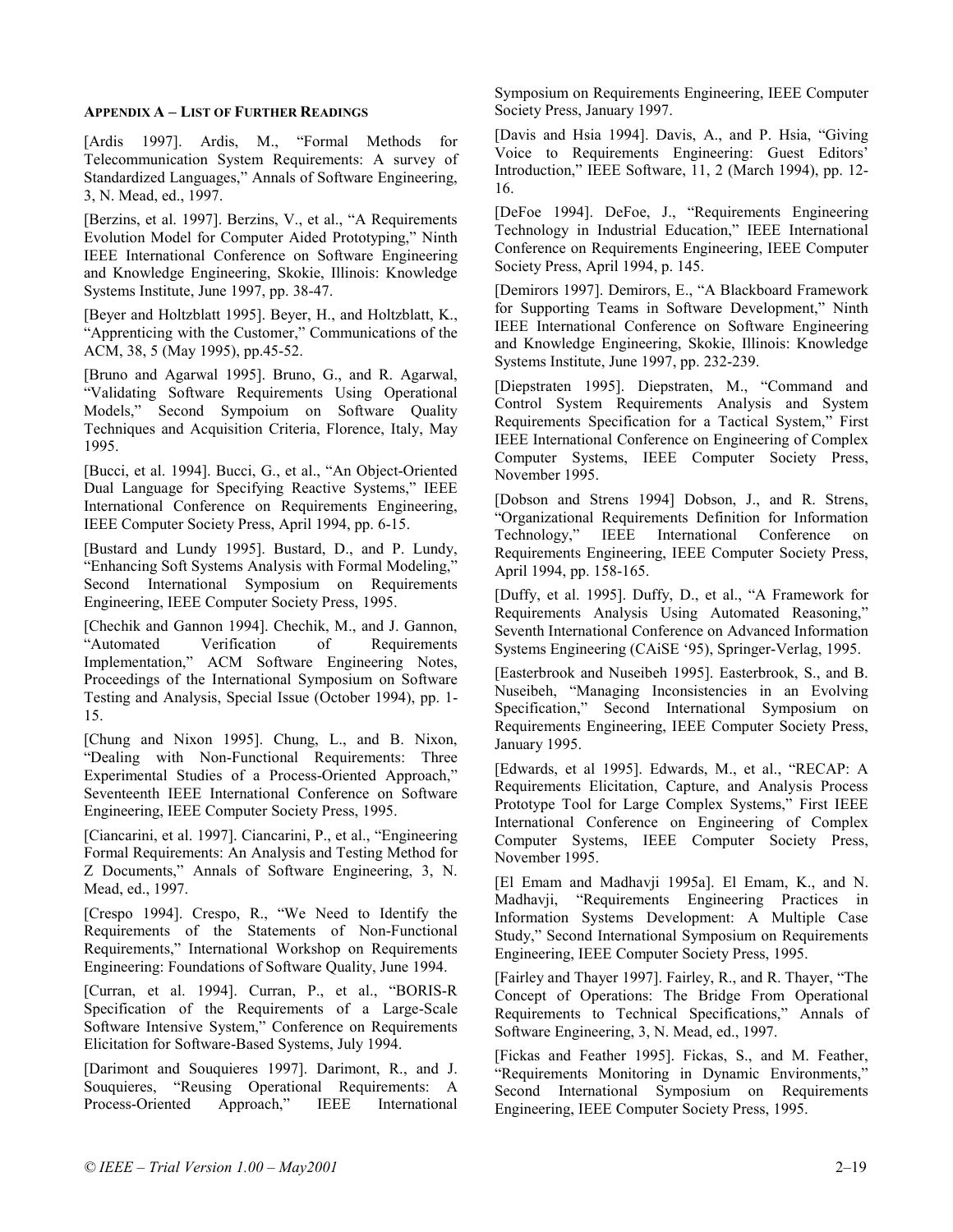#### APPENDIX A – LIST OF FURTHER READINGS

[Ardis 1997]. Ardis, M., "Formal Methods for Telecommunication System Requirements: A survey of Standardized Languages," Annals of Software Engineering, 3, N. Mead, ed., 1997.

[Berzins, et al. 1997]. Berzins, V., et al., "A Requirements Evolution Model for Computer Aided Prototyping," Ninth IEEE International Conference on Software Engineering and Knowledge Engineering, Skokie, Illinois: Knowledge Systems Institute, June 1997, pp. 38-47.

[Beyer and Holtzblatt 1995]. Beyer, H., and Holtzblatt, K., "Apprenticing with the Customer," Communications of the ACM, 38, 5 (May 1995), pp.45-52.

[Bruno and Agarwal 1995]. Bruno, G., and R. Agarwal, "Validating Software Requirements Using Operational Models," Second Sympoium on Software Quality Techniques and Acquisition Criteria, Florence, Italy, May 1995.

[Bucci, et al. 1994]. Bucci, G., et al., "An Object-Oriented Dual Language for Specifying Reactive Systems," IEEE International Conference on Requirements Engineering, IEEE Computer Society Press, April 1994, pp. 6-15.

[Bustard and Lundy 1995]. Bustard, D., and P. Lundy, "Enhancing Soft Systems Analysis with Formal Modeling," Second International Symposium on Requirements Engineering, IEEE Computer Society Press, 1995.

[Chechik and Gannon 1994]. Chechik, M., and J. Gannon, "Automated Verification of Requirements Implementation," ACM Software Engineering Notes, Proceedings of the International Symposium on Software Testing and Analysis, Special Issue (October 1994), pp. 1-15.

[Chung and Nixon 1995]. Chung, L., and B. Nixon, "Dealing with Non-Functional Requirements: Three Experimental Studies of a Process-Oriented Approach," Seventeenth IEEE International Conference on Software Engineering, IEEE Computer Society Press, 1995.

[Ciancarini, et al. 1997]. Ciancarini, P., et al., "Engineering Formal Requirements: An Analysis and Testing Method for Z Documents," Annals of Software Engineering, 3, N. Mead, ed., 1997.

[Crespo 1994]. Crespo, R., "We Need to Identify the Requirements of the Statements of Non-Functional Requirements," International Workshop on Requirements Engineering: Foundations of Software Quality, June 1994.

[Curran, et al. 1994]. Curran, P., et al., "BORIS-R Specification of the Requirements of a Large-Scale Software Intensive System," Conference on Requirements Elicitation for Software-Based Systems, July 1994.

[Darimont and Souquieres 1997]. Darimont, R., and J. Souquieres, "Reusing Operational Requirements: A Process-Oriented Approach," IEEE International Symposium on Requirements Engineering, IEEE Computer Society Press, January 1997.

[Davis and Hsia 1994]. Davis, A., and P. Hsia, "Giving Voice to Requirements Engineering: Guest Editors' Introduction," IEEE Software, 11, 2 (March 1994), pp. 12-16.

[DeFoe 1994]. DeFoe, J., "Requirements Engineering Technology in Industrial Education," IEEE International Conference on Requirements Engineering, IEEE Computer Society Press, April 1994, p. 145.

[Demirors 1997]. Demirors, E., "A Blackboard Framework for Supporting Teams in Software Development," Ninth IEEE International Conference on Software Engineering and Knowledge Engineering, Skokie, Illinois: Knowledge Systems Institute, June 1997, pp. 232-239.

[Diepstraten 1995]. Diepstraten, M., "Command and Control System Requirements Analysis and System Requirements Specification for a Tactical System," First IEEE International Conference on Engineering of Complex Computer Systems, IEEE Computer Society Press, November 1995.

[Dobson and Strens 1994] Dobson, J., and R. Strens, "Organizational Requirements Definition for Information Technology," IEEE International Conference on Requirements Engineering, IEEE Computer Society Press, April 1994, pp. 158-165.

[Duffy, et al. 1995]. Duffy, D., et al., "A Framework for Requirements Analysis Using Automated Reasoning," Seventh International Conference on Advanced Information Systems Engineering (CAiSE '95), Springer-Verlag, 1995.

[Easterbrook and Nuseibeh 1995]. Easterbrook, S., and B. Nuseibeh, "Managing Inconsistencies in an Evolving Specification," Second International Symposium on Requirements Engineering, IEEE Computer Society Press, January 1995.

[Edwards, et al 1995]. Edwards, M., et al., "RECAP: A Requirements Elicitation, Capture, and Analysis Process Prototype Tool for Large Complex Systems," First IEEE International Conference on Engineering of Complex Computer Systems, IEEE Computer Society Press, November 1995.

[El Emam and Madhavji 1995a]. El Emam, K., and N. Madhavji, "Requirements Engineering Practices in Information Systems Development: A Multiple Case Study," Second International Symposium on Requirements Engineering, IEEE Computer Society Press, 1995.

[Fairley and Thayer 1997]. Fairley, R., and R. Thayer, "The Concept of Operations: The Bridge From Operational Requirements to Technical Specifications," Annals of Software Engineering, 3, N. Mead, ed., 1997.

[Fickas and Feather 1995]. Fickas, S., and M. Feather, "Requirements Monitoring in Dynamic Environments," Second International Symposium on Requirements Engineering, IEEE Computer Society Press, 1995.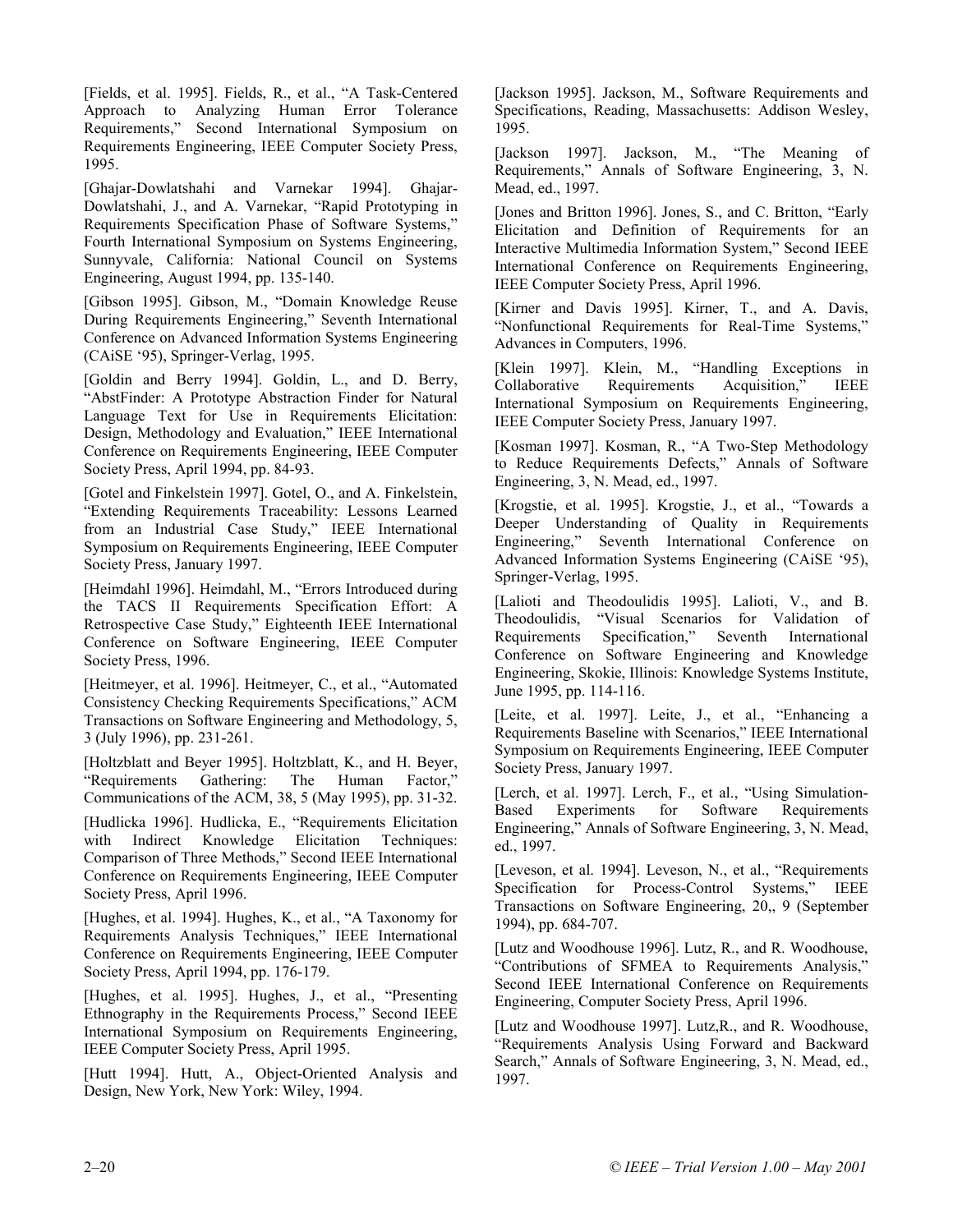[Fields, et al. 1995]. Fields, R., et al., "A Task-Centered Approach to Analyzing Human Error Tolerance Requirements," Second International Symposium on Requirements Engineering, IEEE Computer Society Press, 1995.

[Ghajar-Dowlatshahi and Varnekar 1994]. Ghajar-Dowlatshahi, J., and A. Varnekar, "Rapid Prototyping in Requirements Specification Phase of Software Systems," Fourth International Symposium on Systems Engineering, Sunnyvale, California: National Council on Systems Engineering, August 1994, pp. 135-140.

[Gibson 1995]. Gibson, M., "Domain Knowledge Reuse During Requirements Engineering," Seventh International Conference on Advanced Information Systems Engineering (CAiSE '95), Springer-Verlag, 1995.

[Goldin and Berry 1994]. Goldin, L., and D. Berry, "AbstFinder: A Prototype Abstraction Finder for Natural Language Text for Use in Requirements Elicitation: Design, Methodology and Evaluation," IEEE International Conference on Requirements Engineering, IEEE Computer Society Press, April 1994, pp. 84-93.

[Gotel and Finkelstein 1997]. Gotel, O., and A. Finkelstein, "Extending Requirements Traceability: Lessons Learned from an Industrial Case Study," IEEE International Symposium on Requirements Engineering, IEEE Computer Society Press, January 1997.

[Heimdahl 1996]. Heimdahl, M., "Errors Introduced during the TACS II Requirements Specification Effort: A Retrospective Case Study," Eighteenth IEEE International Conference on Software Engineering, IEEE Computer Society Press, 1996.

[Heitmeyer, et al. 1996]. Heitmeyer, C., et al., "Automated Consistency Checking Requirements Specifications," ACM Transactions on Software Engineering and Methodology, 5, 3 (July 1996), pp. 231-261.

[Holtzblatt and Beyer 1995]. Holtzblatt, K., and H. Beyer, "Requirements Gathering: The Human Factor," Communications of the ACM, 38, 5 (May 1995), pp. 31-32.

[Hudlicka 1996]. Hudlicka, E., "Requirements Elicitation with Indirect Knowledge Elicitation Techniques: Comparison of Three Methods," Second IEEE International Conference on Requirements Engineering, IEEE Computer Society Press, April 1996.

[Hughes, et al. 1994]. Hughes, K., et al., "A Taxonomy for Requirements Analysis Techniques," IEEE International Conference on Requirements Engineering, IEEE Computer Society Press, April 1994, pp. 176-179.

[Hughes, et al. 1995]. Hughes, J., et al., "Presenting Ethnography in the Requirements Process," Second IEEE International Symposium on Requirements Engineering, IEEE Computer Society Press, April 1995.

[Hutt 1994]. Hutt, A., Object-Oriented Analysis and Design, New York, New York: Wiley, 1994.

[Jackson 1995]. Jackson, M., Software Requirements and Specifications, Reading, Massachusetts: Addison Wesley, 1995.

[Jackson 1997]. Jackson, M., "The Meaning of Requirements," Annals of Software Engineering, 3, N. Mead, ed., 1997.

[Jones and Britton 1996]. Jones, S., and C. Britton, "Early Elicitation and Definition of Requirements for an Interactive Multimedia Information System," Second IEEE International Conference on Requirements Engineering, IEEE Computer Society Press, April 1996.

[Kirner and Davis 1995]. Kirner, T., and A. Davis, "Nonfunctional Requirements for Real-Time Systems," Advances in Computers, 1996.

[Klein 1997]. Klein, M., "Handling Exceptions in Collaborative Requirements Acquisition," IEEE International Symposium on Requirements Engineering, IEEE Computer Society Press, January 1997.

[Kosman 1997]. Kosman, R., "A Two-Step Methodology to Reduce Requirements Defects," Annals of Software Engineering, 3, N. Mead, ed., 1997.

[Krogstie, et al. 1995]. Krogstie, J., et al., "Towards a Deeper Understanding of Quality in Requirements Engineering," Seventh International Conference on Advanced Information Systems Engineering (CAiSE '95), Springer-Verlag, 1995.

[Lalioti and Theodoulidis 1995]. Lalioti, V., and B. Theodoulidis, "Visual Scenarios for Validation of Requirements Specification," Seventh International Conference on Software Engineering and Knowledge Engineering, Skokie, Illinois: Knowledge Systems Institute, June 1995, pp. 114-116.

[Leite, et al. 1997]. Leite, J., et al., "Enhancing a Requirements Baseline with Scenarios," IEEE International Symposium on Requirements Engineering, IEEE Computer Society Press, January 1997.

[Lerch, et al. 1997]. Lerch, F., et al., "Using Simulation-Based Experiments for Software Requirements Engineering," Annals of Software Engineering, 3, N. Mead, ed., 1997.

[Leveson, et al. 1994]. Leveson, N., et al., "Requirements Specification for Process-Control Systems," IEEE Transactions on Software Engineering, 20,, 9 (September 1994), pp. 684-707.

[Lutz and Woodhouse 1996]. Lutz, R., and R. Woodhouse, "Contributions of SFMEA to Requirements Analysis," Second IEEE International Conference on Requirements Engineering, Computer Society Press, April 1996.

[Lutz and Woodhouse 1997]. Lutz,R., and R. Woodhouse, "Requirements Analysis Using Forward and Backward Search," Annals of Software Engineering, 3, N. Mead, ed., 1997.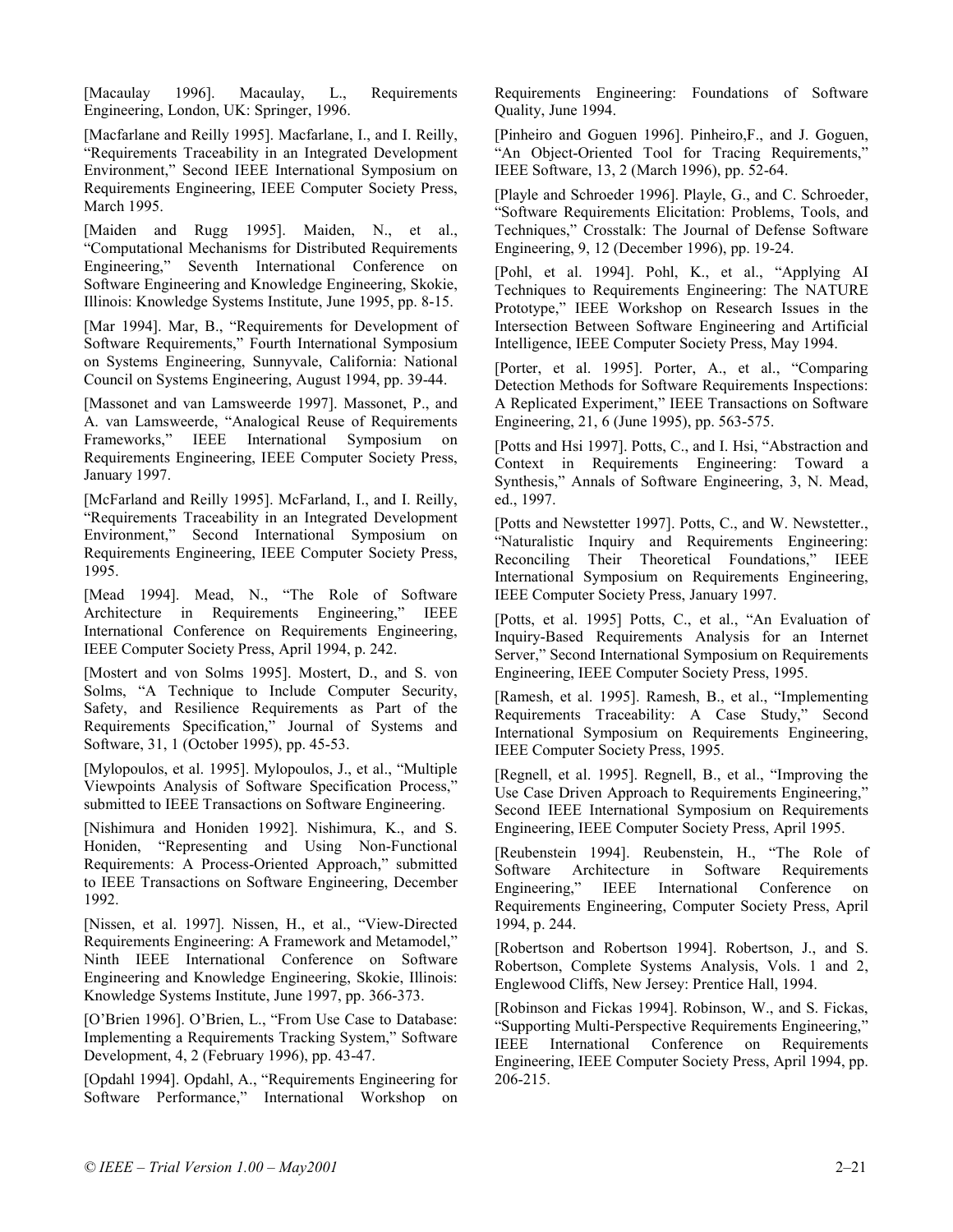[Macaulay 1996]. Macaulay, L., Requirements Engineering, London, UK: Springer, 1996.

[Macfarlane and Reilly 1995]. Macfarlane, I., and I. Reilly, "Requirements Traceability in an Integrated Development Environment," Second IEEE International Symposium on Requirements Engineering, IEEE Computer Society Press, March 1995.

[Maiden and Rugg 1995]. Maiden, N., et al., "Computational Mechanisms for Distributed Requirements Engineering," Seventh International Conference on Software Engineering and Knowledge Engineering, Skokie, Illinois: Knowledge Systems Institute, June 1995, pp. 8-15.

[Mar 1994]. Mar, B., "Requirements for Development of Software Requirements," Fourth International Symposium on Systems Engineering, Sunnyvale, California: National Council on Systems Engineering, August 1994, pp. 39-44.

[Massonet and van Lamsweerde 1997]. Massonet, P., and A. van Lamsweerde, "Analogical Reuse of Requirements Frameworks," IEEE International Symposium on Requirements Engineering, IEEE Computer Society Press, January 1997.

[McFarland and Reilly 1995]. McFarland, I., and I. Reilly, "Requirements Traceability in an Integrated Development Environment," Second International Symposium on Requirements Engineering, IEEE Computer Society Press, 1995.

[Mead 1994]. Mead, N., "The Role of Software Architecture in Requirements Engineering," IEEE International Conference on Requirements Engineering, IEEE Computer Society Press, April 1994, p. 242.

[Mostert and von Solms 1995]. Mostert, D., and S. von Solms, "A Technique to Include Computer Security, Safety, and Resilience Requirements as Part of the Requirements Specification," Journal of Systems and Software, 31, 1 (October 1995), pp. 45-53.

[Mylopoulos, et al. 1995]. Mylopoulos, J., et al., "Multiple Viewpoints Analysis of Software Specification Process," submitted to IEEE Transactions on Software Engineering.

[Nishimura and Honiden 1992]. Nishimura, K., and S. Honiden, "Representing and Using Non-Functional Requirements: A Process-Oriented Approach," submitted to IEEE Transactions on Software Engineering, December 1992.

[Nissen, et al. 1997]. Nissen, H., et al., "View-Directed Requirements Engineering: A Framework and Metamodel," Ninth IEEE International Conference on Software Engineering and Knowledge Engineering, Skokie, Illinois: Knowledge Systems Institute, June 1997, pp. 366-373.

[O'Brien 1996]. O'Brien, L., "From Use Case to Database: Implementing a Requirements Tracking System," Software Development, 4, 2 (February 1996), pp. 43-47.

[Opdahl 1994]. Opdahl, A., "Requirements Engineering for Software Performance," International Workshop on Requirements Engineering: Foundations of Software Quality, June 1994.

[Pinheiro and Goguen 1996]. Pinheiro,F., and J. Goguen, "An Object-Oriented Tool for Tracing Requirements," IEEE Software, 13, 2 (March 1996), pp. 52-64.

[Playle and Schroeder 1996]. Playle, G., and C. Schroeder, "Software Requirements Elicitation: Problems, Tools, and Techniques," Crosstalk: The Journal of Defense Software Engineering, 9, 12 (December 1996), pp. 19-24.

[Pohl, et al. 1994]. Pohl, K., et al., "Applying AI Techniques to Requirements Engineering: The NATURE Prototype," IEEE Workshop on Research Issues in the Intersection Between Software Engineering and Artificial Intelligence, IEEE Computer Society Press, May 1994.

[Porter, et al. 1995]. Porter, A., et al., "Comparing Detection Methods for Software Requirements Inspections: A Replicated Experiment," IEEE Transactions on Software Engineering, 21, 6 (June 1995), pp. 563-575.

[Potts and Hsi 1997]. Potts, C., and I. Hsi, "Abstraction and Context in Requirements Engineering: Toward a Synthesis," Annals of Software Engineering, 3, N. Mead, ed., 1997.

[Potts and Newstetter 1997]. Potts, C., and W. Newstetter., "Naturalistic Inquiry and Requirements Engineering: Reconciling Their Theoretical Foundations," IEEE International Symposium on Requirements Engineering, IEEE Computer Society Press, January 1997.

[Potts, et al. 1995] Potts, C., et al., "An Evaluation of Inquiry-Based Requirements Analysis for an Internet Server," Second International Symposium on Requirements Engineering, IEEE Computer Society Press, 1995.

[Ramesh, et al. 1995]. Ramesh, B., et al., "Implementing Requirements Traceability: A Case Study," Second International Symposium on Requirements Engineering, IEEE Computer Society Press, 1995.

[Regnell, et al. 1995]. Regnell, B., et al., "Improving the Use Case Driven Approach to Requirements Engineering," Second IEEE International Symposium on Requirements Engineering, IEEE Computer Society Press, April 1995.

[Reubenstein 1994]. Reubenstein, H., "The Role of Software Architecture in Software Requirements Engineering," IEEE International Conference on Requirements Engineering, Computer Society Press, April 1994, p. 244.

[Robertson and Robertson 1994]. Robertson, J., and S. Robertson, Complete Systems Analysis, Vols. 1 and 2, Englewood Cliffs, New Jersey: Prentice Hall, 1994.

[Robinson and Fickas 1994]. Robinson, W., and S. Fickas, "Supporting Multi-Perspective Requirements Engineering," IEEE International Conference on Requirements Engineering, IEEE Computer Society Press, April 1994, pp. 206-215.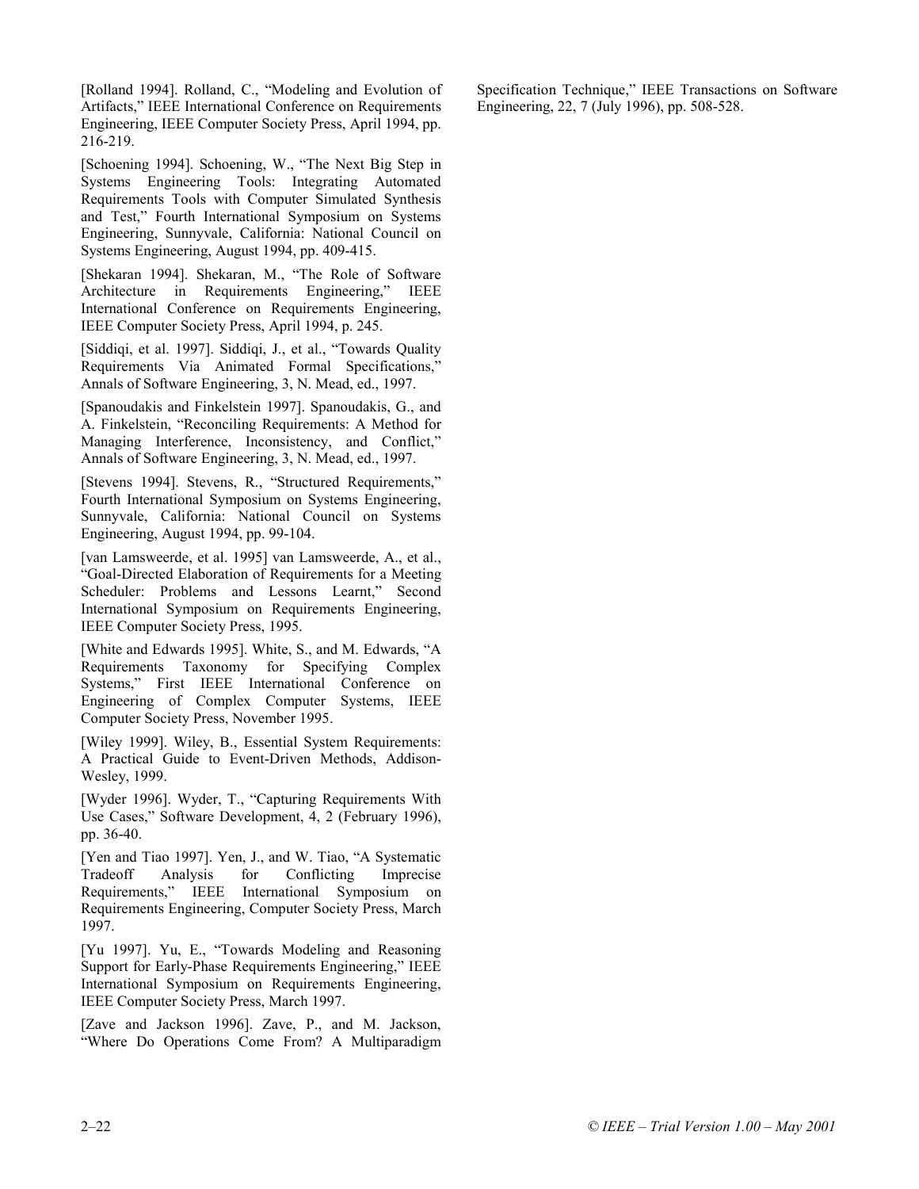[Rolland 1994]. Rolland, C., "Modeling and Evolution of Artifacts," IEEE International Conference on Requirements Engineering, IEEE Computer Society Press, April 1994, pp. 216-219.

[Schoening 1994]. Schoening, W., "The Next Big Step in Systems Engineering Tools: Integrating Automated Requirements Tools with Computer Simulated Synthesis and Test," Fourth International Symposium on Systems Engineering, Sunnyvale, California: National Council on Systems Engineering, August 1994, pp. 409-415.

[Shekaran 1994]. Shekaran, M., "The Role of Software Architecture in Requirements Engineering," IEEE International Conference on Requirements Engineering, IEEE Computer Society Press, April 1994, p. 245.

[Siddiqi, et al. 1997]. Siddiqi, J., et al., "Towards Quality Requirements Via Animated Formal Specifications," Annals of Software Engineering, 3, N. Mead, ed., 1997.

[Spanoudakis and Finkelstein 1997]. Spanoudakis, G., and A. Finkelstein, "Reconciling Requirements: A Method for Managing Interference, Inconsistency, and Conflict," Annals of Software Engineering, 3, N. Mead, ed., 1997.

[Stevens 1994]. Stevens, R., "Structured Requirements," Fourth International Symposium on Systems Engineering, Sunnyvale, California: National Council on Systems Engineering, August 1994, pp. 99-104.

[van Lamsweerde, et al. 1995] van Lamsweerde, A., et al., "Goal-Directed Elaboration of Requirements for a Meeting Scheduler: Problems and Lessons Learnt," Second International Symposium on Requirements Engineering, IEEE Computer Society Press, 1995.

[White and Edwards 1995]. White, S., and M. Edwards, "A Requirements Taxonomy for Specifying Complex Systems," First IEEE International Conference on Engineering of Complex Computer Systems, IEEE Computer Society Press, November 1995.

[Wiley 1999]. Wiley, B., Essential System Requirements: A Practical Guide to Event-Driven Methods, Addison-Wesley, 1999.

[Wyder 1996]. Wyder, T., "Capturing Requirements With Use Cases," Software Development, 4, 2 (February 1996), pp. 36-40.

[Yen and Tiao 1997]. Yen, J., and W. Tiao, "A Systematic Tradeoff Analysis for Conflicting Imprecise Requirements," IEEE International Symposium on Requirements Engineering, Computer Society Press, March 1997.

[Yu 1997]. Yu, E., "Towards Modeling and Reasoning Support for Early-Phase Requirements Engineering," IEEE International Symposium on Requirements Engineering, IEEE Computer Society Press, March 1997.

[Zave and Jackson 1996]. Zave, P., and M. Jackson, "Where Do Operations Come From? A Multiparadigm Specification Technique," IEEE Transactions on Software Engineering, 22, 7 (July 1996), pp. 508-528.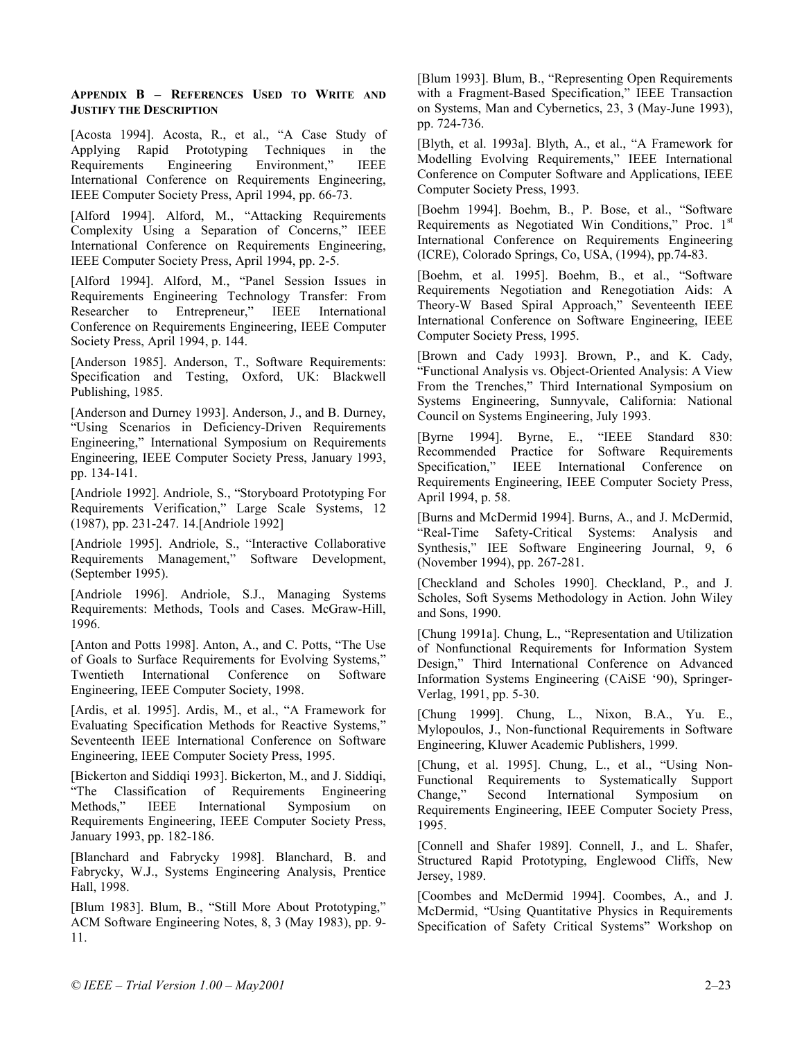#### Appendix B – References Used to Write and Justify the Description

[Acosta 1994]. Acosta, R., et al., "A Case Study of Applying Rapid Prototyping Techniques in the Requirements Engineering Environment," IEEE International Conference on Requirements Engineering, IEEE Computer Society Press, April 1994, pp. 66-73.

[Alford 1994]. Alford, M., "Attacking Requirements Complexity Using a Separation of Concerns," IEEE International Conference on Requirements Engineering, IEEE Computer Society Press, April 1994, pp. 2-5.

[Alford 1994]. Alford, M., "Panel Session Issues in Requirements Engineering Technology Transfer: From Researcher to Entrepreneur," IEEE International Conference on Requirements Engineering, IEEE Computer Society Press, April 1994, p. 144.

[Anderson 1985]. Anderson, T., Software Requirements: Specification and Testing, Oxford, UK: Blackwell Publishing, 1985.

[Anderson and Durney 1993]. Anderson, J., and B. Durney, "Using Scenarios in Deficiency-Driven Requirements Engineering," International Symposium on Requirements Engineering, IEEE Computer Society Press, January 1993, pp. 134-141.

[Andriole 1992]. Andriole, S., "Storyboard Prototyping For Requirements Verification," Large Scale Systems, 12 (1987), pp. 231-247. 14.[Andriole 1992]

[Andriole 1995]. Andriole, S., "Interactive Collaborative Requirements Management," Software Development, (September 1995).

[Andriole 1996]. Andriole, S.J., Managing Systems Requirements: Methods, Tools and Cases. McGraw-Hill, 1996.

[Anton and Potts 1998]. Anton, A., and C. Potts, "The Use of Goals to Surface Requirements for Evolving Systems," Twentieth International Conference on Software Engineering, IEEE Computer Society, 1998.

[Ardis, et al. 1995]. Ardis, M., et al., "A Framework for Evaluating Specification Methods for Reactive Systems," Seventeenth IEEE International Conference on Software Engineering, IEEE Computer Society Press, 1995.

[Bickerton and Siddiqi 1993]. Bickerton, M., and J. Siddiqi, "The Classification of Requirements Engineering Methods," IEEE International Symposium on Requirements Engineering, IEEE Computer Society Press, January 1993, pp. 182-186.

[Blanchard and Fabrycky 1998]. Blanchard, B. and Fabrycky, W.J., Systems Engineering Analysis, Prentice Hall, 1998.

[Blum 1983]. Blum, B., "Still More About Prototyping," ACM Software Engineering Notes, 8, 3 (May 1983), pp. 9-11.

[Blum 1993]. Blum, B., "Representing Open Requirements with a Fragment-Based Specification," IEEE Transaction on Systems, Man and Cybernetics, 23, 3 (May-June 1993), pp. 724-736.

[Blyth, et al. 1993a]. Blyth, A., et al., "A Framework for Modelling Evolving Requirements," IEEE International Conference on Computer Software and Applications, IEEE Computer Society Press, 1993.

[Boehm 1994]. Boehm, B., P. Bose, et al., "Software Requirements as Negotiated Win Conditions," Proc. 1st International Conference on Requirements Engineering (ICRE), Colorado Springs, Co, USA, (1994), pp.74-83.

[Boehm, et al. 1995]. Boehm, B., et al., "Software Requirements Negotiation and Renegotiation Aids: A Theory-W Based Spiral Approach," Seventeenth IEEE International Conference on Software Engineering, IEEE Computer Society Press, 1995.

[Brown and Cady 1993]. Brown, P., and K. Cady, "Functional Analysis vs. Object-Oriented Analysis: A View From the Trenches," Third International Symposium on Systems Engineering, Sunnyvale, California: National Council on Systems Engineering, July 1993.

[Byrne 1994]. Byrne, E., "IEEE Standard 830: Recommended Practice for Software Requirements Specification," IEEE International Conference on Requirements Engineering, IEEE Computer Society Press, April 1994, p. 58.

[Burns and McDermid 1994]. Burns, A., and J. McDermid, "Real-Time Safety-Critical Systems: Analysis and Synthesis," IEE Software Engineering Journal, 9, 6 (November 1994), pp. 267-281.

[Checkland and Scholes 1990]. Checkland, P., and J. Scholes, Soft Sysems Methodology in Action. John Wiley and Sons, 1990.

[Chung 1991a]. Chung, L., "Representation and Utilization of Nonfunctional Requirements for Information System Design," Third International Conference on Advanced Information Systems Engineering (CAiSE '90), Springer-Verlag, 1991, pp. 5-30.

[Chung 1999]. Chung, L., Nixon, B.A., Yu. E., Mylopoulos, J., Non-functional Requirements in Software Engineering, Kluwer Academic Publishers, 1999.

[Chung, et al. 1995]. Chung, L., et al., "Using Non-Functional Requirements to Systematically Support Change," Second International Symposium on Requirements Engineering, IEEE Computer Society Press, 1995.

[Connell and Shafer 1989]. Connell, J., and L. Shafer, Structured Rapid Prototyping, Englewood Cliffs, New Jersey, 1989.

[Coombes and McDermid 1994]. Coombes, A., and J. McDermid, "Using Quantitative Physics in Requirements Specification of Safety Critical Systems" Workshop on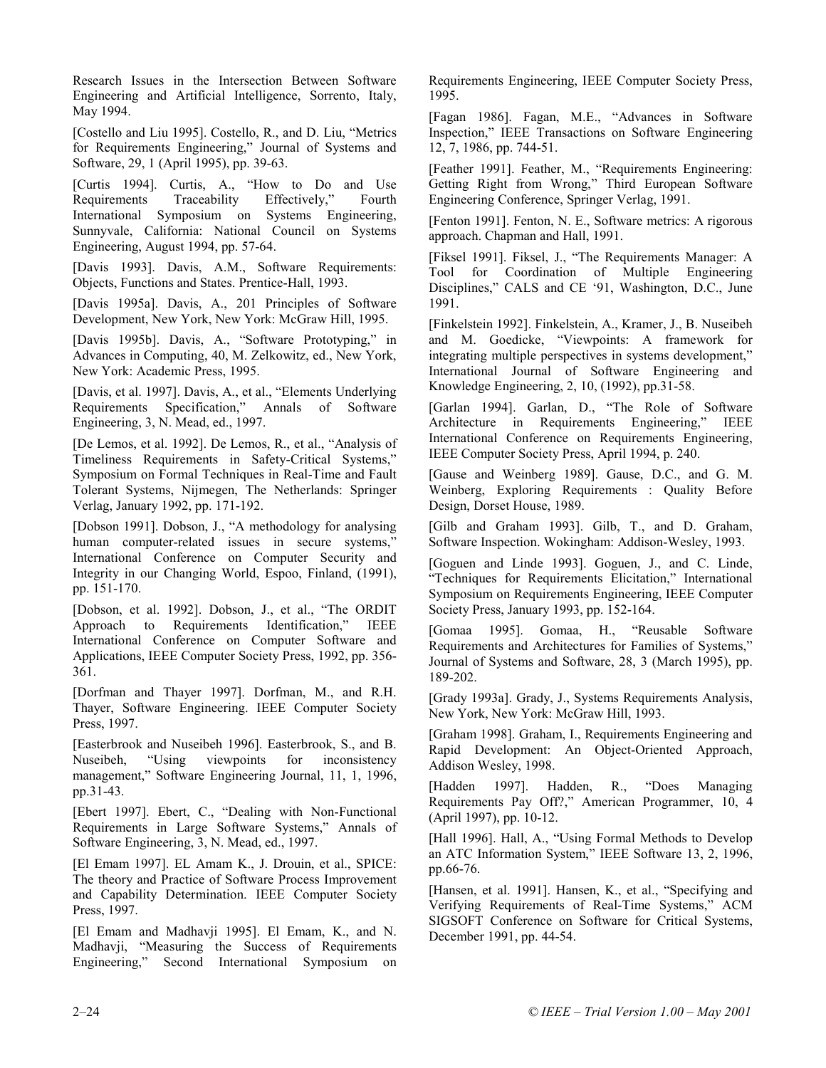Research Issues in the Intersection Between Software Engineering and Artificial Intelligence, Sorrento, Italy, May 1994.

[Costello and Liu 1995]. Costello, R., and D. Liu, "Metrics for Requirements Engineering," Journal of Systems and Software, 29, 1 (April 1995), pp. 39-63.

[Curtis 1994]. Curtis, A., "How to Do and Use Requirements Traceability Effectively," Fourth International Symposium on Systems Engineering, Sunnyvale, California: National Council on Systems Engineering, August 1994, pp. 57-64.

[Davis 1993]. Davis, A.M., Software Requirements: Objects, Functions and States. Prentice-Hall, 1993.

[Davis 1995a]. Davis, A., 201 Principles of Software Development, New York, New York: McGraw Hill, 1995.

[Davis 1995b]. Davis, A., "Software Prototyping," in Advances in Computing, 40, M. Zelkowitz, ed., New York, New York: Academic Press, 1995.

[Davis, et al. 1997]. Davis, A., et al., "Elements Underlying Requirements Specification," Annals of Software Engineering, 3, N. Mead, ed., 1997.

[De Lemos, et al. 1992]. De Lemos, R., et al., "Analysis of Timeliness Requirements in Safety-Critical Systems," Symposium on Formal Techniques in Real-Time and Fault Tolerant Systems, Nijmegen, The Netherlands: Springer Verlag, January 1992, pp. 171-192.

[Dobson 1991]. Dobson, J., "A methodology for analysing human computer-related issues in secure systems," International Conference on Computer Security and Integrity in our Changing World, Espoo, Finland, (1991), pp. 151-170.

[Dobson, et al. 1992]. Dobson, J., et al., "The ORDIT Approach to Requirements Identification," IEEE International Conference on Computer Software and Applications, IEEE Computer Society Press, 1992, pp. 356-361.

[Dorfman and Thayer 1997]. Dorfman, M., and R.H. Thayer, Software Engineering. IEEE Computer Society Press, 1997.

[Easterbrook and Nuseibeh 1996]. Easterbrook, S., and B. Nuseibeh, "Using viewpoints for inconsistency management," Software Engineering Journal, 11, 1, 1996, pp.31-43.

[Ebert 1997]. Ebert, C., "Dealing with Non-Functional Requirements in Large Software Systems," Annals of Software Engineering, 3, N. Mead, ed., 1997.

[El Emam 1997]. EL Amam K., J. Drouin, et al., SPICE: The theory and Practice of Software Process Improvement and Capability Determination. IEEE Computer Society Press, 1997.

[El Emam and Madhavji 1995]. El Emam, K., and N. Madhavji, "Measuring the Success of Requirements Engineering," Second International Symposium on Requirements Engineering, IEEE Computer Society Press, 1995.

[Fagan 1986]. Fagan, M.E., "Advances in Software Inspection," IEEE Transactions on Software Engineering 12, 7, 1986, pp. 744-51.

[Feather 1991]. Feather, M., "Requirements Engineering: Getting Right from Wrong," Third European Software Engineering Conference, Springer Verlag, 1991.

[Fenton 1991]. Fenton, N. E., Software metrics: A rigorous approach. Chapman and Hall, 1991.

[Fiksel 1991]. Fiksel, J., "The Requirements Manager: A Tool for Coordination of Multiple Engineering Disciplines," CALS and CE '91, Washington, D.C., June 1991.

[Finkelstein 1992]. Finkelstein, A., Kramer, J., B. Nuseibeh and M. Goedicke, "Viewpoints: A framework for integrating multiple perspectives in systems development," International Journal of Software Engineering and Knowledge Engineering, 2, 10, (1992), pp.31-58.

[Garlan 1994]. Garlan, D., "The Role of Software Architecture in Requirements Engineering," IEEE International Conference on Requirements Engineering, IEEE Computer Society Press, April 1994, p. 240.

[Gause and Weinberg 1989]. Gause, D.C., and G. M. Weinberg, Exploring Requirements : Quality Before Design, Dorset House, 1989.

[Gilb and Graham 1993]. Gilb, T., and D. Graham, Software Inspection. Wokingham: Addison-Wesley, 1993.

[Goguen and Linde 1993]. Goguen, J., and C. Linde, "Techniques for Requirements Elicitation," International Symposium on Requirements Engineering, IEEE Computer Society Press, January 1993, pp. 152-164.

[Gomaa 1995]. Gomaa, H., "Reusable Software Requirements and Architectures for Families of Systems," Journal of Systems and Software, 28, 3 (March 1995), pp. 189-202.

[Grady 1993a]. Grady, J., Systems Requirements Analysis, New York, New York: McGraw Hill, 1993.

[Graham 1998]. Graham, I., Requirements Engineering and Rapid Development: An Object-Oriented Approach, Addison Wesley, 1998.

[Hadden 1997]. Hadden, R., "Does Managing Requirements Pay Off?," American Programmer, 10, 4 (April 1997), pp. 10-12.

[Hall 1996]. Hall, A., "Using Formal Methods to Develop an ATC Information System," IEEE Software 13, 2, 1996, pp.66-76.

[Hansen, et al. 1991]. Hansen, K., et al., "Specifying and Verifying Requirements of Real-Time Systems," ACM SIGSOFT Conference on Software for Critical Systems, December 1991, pp. 44-54.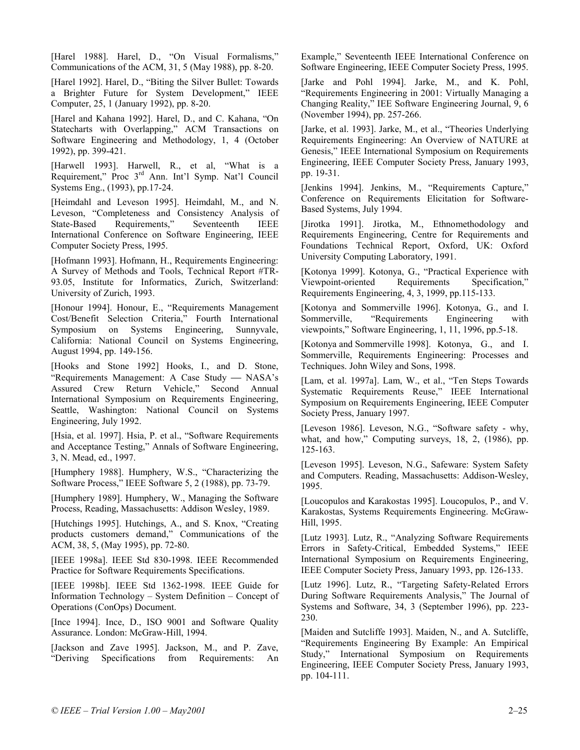[Harel 1988]. Harel, D., "On Visual Formalisms," Communications of the ACM, 31, 5 (May 1988), pp. 8-20.

[Harel 1992]. Harel, D., "Biting the Silver Bullet: Towards a Brighter Future for System Development," IEEE Computer, 25, 1 (January 1992), pp. 8-20.

[Harel and Kahana 1992]. Harel, D., and C. Kahana, "On Statecharts with Overlapping," ACM Transactions on Software Engineering and Methodology, 1, 4 (October 1992), pp. 399-421.

[Harwell 1993]. Harwell, R., et al, "What is a Requirement," Proc 3rd Ann. Int'l Symp. Nat'l Council Systems Eng., (1993), pp.17-24.

[Heimdahl and Leveson 1995]. Heimdahl, M., and N. Leveson, "Completeness and Consistency Analysis of State-Based Requirements," Seventeenth IEEE International Conference on Software Engineering, IEEE Computer Society Press, 1995.

[Hofmann 1993]. Hofmann, H., Requirements Engineering: A Survey of Methods and Tools, Technical Report #TR-93.05, Institute for Informatics, Zurich, Switzerland: University of Zurich, 1993.

[Honour 1994]. Honour, E., "Requirements Management Cost/Benefit Selection Criteria," Fourth International Symposium on Systems Engineering, Sunnyvale, California: National Council on Systems Engineering, August 1994, pp. 149-156.

[Hooks and Stone 1992] Hooks, I., and D. Stone, "Requirements Management: A Case Study — NASA's Assured Crew Return Vehicle," Second Annual International Symposium on Requirements Engineering, Seattle, Washington: National Council on Systems Engineering, July 1992.

[Hsia, et al. 1997]. Hsia, P. et al., "Software Requirements and Acceptance Testing," Annals of Software Engineering, 3, N. Mead, ed., 1997.

[Humphery 1988]. Humphery, W.S., "Characterizing the Software Process," IEEE Software 5, 2 (1988), pp. 73-79.

[Humphery 1989]. Humphery, W., Managing the Software Process, Reading, Massachusetts: Addison Wesley, 1989.

[Hutchings 1995]. Hutchings, A., and S. Knox, "Creating products customers demand," Communications of the ACM, 38, 5, (May 1995), pp. 72-80.

[IEEE 1998a]. IEEE Std 830-1998. IEEE Recommended Practice for Software Requirements Specifications.

[IEEE 1998b]. IEEE Std 1362-1998. IEEE Guide for Information Technology – System Definition – Concept of Operations (ConOps) Document.

[Ince 1994]. Ince, D., ISO 9001 and Software Quality Assurance. London: McGraw-Hill, 1994.

[Jackson and Zave 1995]. Jackson, M., and P. Zave, "Deriving Specifications from Requirements: An Example," Seventeenth IEEE International Conference on Software Engineering, IEEE Computer Society Press, 1995.

[Jarke and Pohl 1994]. Jarke, M., and K. Pohl, "Requirements Engineering in 2001: Virtually Managing a Changing Reality," IEE Software Engineering Journal, 9, 6 (November 1994), pp. 257-266.

[Jarke, et al. 1993]. Jarke, M., et al., "Theories Underlying Requirements Engineering: An Overview of NATURE at Genesis," IEEE International Symposium on Requirements Engineering, IEEE Computer Society Press, January 1993, pp. 19-31.

[Jenkins 1994]. Jenkins, M., "Requirements Capture," Conference on Requirements Elicitation for Software-Based Systems, July 1994.

[Jirotka 1991]. Jirotka, M., Ethnomethodology and Requirements Engineering, Centre for Requirements and Foundations Technical Report, Oxford, UK: Oxford University Computing Laboratory, 1991.

[Kotonya 1999]. Kotonya, G., "Practical Experience with Viewpoint-oriented Requirements Specification," Requirements Engineering, 4, 3, 1999, pp.115-133.

[Kotonya and Sommerville 1996]. Kotonya, G., and I. Sommerville, "Requirements Engineering with viewpoints," Software Engineering, 1, 11, 1996, pp.5-18.

[Kotonya and Sommerville 1998]. Kotonya, G., and I. Sommerville, Requirements Engineering: Processes and Techniques. John Wiley and Sons, 1998.

[Lam, et al. 1997a]. Lam, W., et al., "Ten Steps Towards Systematic Requirements Reuse," IEEE International Symposium on Requirements Engineering, IEEE Computer Society Press, January 1997.

[Leveson 1986]. Leveson, N.G., "Software safety - why, what, and how," Computing surveys, 18, 2, (1986), pp. 125-163.

[Leveson 1995]. Leveson, N.G., Safeware: System Safety and Computers. Reading, Massachusetts: Addison-Wesley, 1995.

[Loucopulos and Karakostas 1995]. Loucopulos, P., and V. Karakostas, Systems Requirements Engineering. McGraw-Hill, 1995.

[Lutz 1993]. Lutz, R., "Analyzing Software Requirements Errors in Safety-Critical, Embedded Systems," IEEE International Symposium on Requirements Engineering, IEEE Computer Society Press, January 1993, pp. 126-133.

[Lutz 1996]. Lutz, R., "Targeting Safety-Related Errors During Software Requirements Analysis," The Journal of Systems and Software, 34, 3 (September 1996), pp. 223-230.

[Maiden and Sutcliffe 1993]. Maiden, N., and A. Sutcliffe, "Requirements Engineering By Example: An Empirical Study," International Symposium on Requirements Engineering, IEEE Computer Society Press, January 1993, pp. 104-111.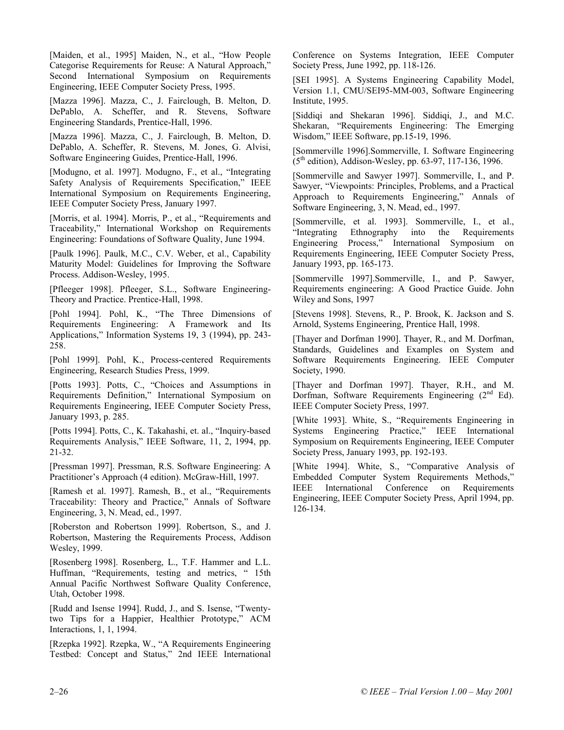[Maiden, et al., 1995] Maiden, N., et al., "How People Categorise Requirements for Reuse: A Natural Approach," Second International Symposium on Requirements Engineering, IEEE Computer Society Press, 1995.

[Mazza 1996]. Mazza, C., J. Fairclough, B. Melton, D. DePablo, A. Scheffer, and R. Stevens, Software Engineering Standards, Prentice-Hall, 1996.

[Mazza 1996]. Mazza, C., J. Fairclough, B. Melton, D. DePablo, A. Scheffer, R. Stevens, M. Jones, G. Alvisi, Software Engineering Guides, Prentice-Hall, 1996.

[Modugno, et al. 1997]. Modugno, F., et al., "Integrating Safety Analysis of Requirements Specification," IEEE International Symposium on Requirements Engineering, IEEE Computer Society Press, January 1997.

[Morris, et al. 1994]. Morris, P., et al., "Requirements and Traceability," International Workshop on Requirements Engineering: Foundations of Software Quality, June 1994.

[Paulk 1996]. Paulk, M.C., C.V. Weber, et al., Capability Maturity Model: Guidelines for Improving the Software Process. Addison-Wesley, 1995.

[Pfleeger 1998]. Pfleeger, S.L., Software Engineering-Theory and Practice. Prentice-Hall, 1998.

[Pohl 1994]. Pohl, K., "The Three Dimensions of Requirements Engineering: A Framework and Its Applications," Information Systems 19, 3 (1994), pp. 243-258.

[Pohl 1999]. Pohl, K., Process-centered Requirements Engineering, Research Studies Press, 1999.

[Potts 1993]. Potts, C., "Choices and Assumptions in Requirements Definition," International Symposium on Requirements Engineering, IEEE Computer Society Press, January 1993, p. 285.

[Potts 1994]. Potts, C., K. Takahashi, et. al., "Inquiry-based Requirements Analysis," IEEE Software, 11, 2, 1994, pp. 21-32.

[Pressman 1997]. Pressman, R.S. Software Engineering: A Practitioner's Approach (4 edition). McGraw-Hill, 1997.

[Ramesh et al. 1997]. Ramesh, B., et al., "Requirements Traceability: Theory and Practice," Annals of Software Engineering, 3, N. Mead, ed., 1997.

[Roberston and Robertson 1999]. Robertson, S., and J. Robertson, Mastering the Requirements Process, Addison Wesley, 1999.

[Rosenberg 1998]. Rosenberg, L., T.F. Hammer and L.L. Huffman, "Requirements, testing and metrics, " 15th Annual Pacific Northwest Software Quality Conference, Utah, October 1998.

[Rudd and Isense 1994]. Rudd, J., and S. Isense, "Twenty-two Tips for a Happier, Healthier Prototype," ACM Interactions, 1, 1, 1994.

[Rzepka 1992]. Rzepka, W., "A Requirements Engineering Testbed: Concept and Status," 2nd IEEE International Conference on Systems Integration, IEEE Computer Society Press, June 1992, pp. 118-126.

[SEI 1995]. A Systems Engineering Capability Model, Version 1.1, CMU/SEI95-MM-003, Software Engineering Institute, 1995.

[Siddiqi and Shekaran 1996]. Siddiqi, J., and M.C. Shekaran, "Requirements Engineering: The Emerging Wisdom," IEEE Software, pp.15-19, 1996.

[Sommerville 1996].Sommerville, I. Software Engineering (5th edition), Addison-Wesley, pp. 63-97, 117-136, 1996.

[Sommerville and Sawyer 1997]. Sommerville, I., and P. Sawyer, "Viewpoints: Principles, Problems, and a Practical Approach to Requirements Engineering," Annals of Software Engineering, 3, N. Mead, ed., 1997.

[Sommerville, et al. 1993]. Sommerville, I., et al., "Integrating Ethnography into the Requirements Engineering Process," International Symposium on Requirements Engineering, IEEE Computer Society Press, January 1993, pp. 165-173.

[Sommerville 1997].Sommerville, I., and P. Sawyer, Requirements engineering: A Good Practice Guide. John Wiley and Sons, 1997

[Stevens 1998]. Stevens, R., P. Brook, K. Jackson and S. Arnold, Systems Engineering, Prentice Hall, 1998.

[Thayer and Dorfman 1990]. Thayer, R., and M. Dorfman, Standards, Guidelines and Examples on System and Software Requirements Engineering. IEEE Computer Society, 1990.

[Thayer and Dorfman 1997]. Thayer, R.H., and M. Dorfman, Software Requirements Engineering (2nd Ed). IEEE Computer Society Press, 1997.

[White 1993]. White, S., "Requirements Engineering in Systems Engineering Practice," IEEE International Symposium on Requirements Engineering, IEEE Computer Society Press, January 1993, pp. 192-193.

[White 1994]. White, S., "Comparative Analysis of Embedded Computer System Requirements Methods," IEEE International Conference on Requirements Engineering, IEEE Computer Society Press, April 1994, pp. 126-134.